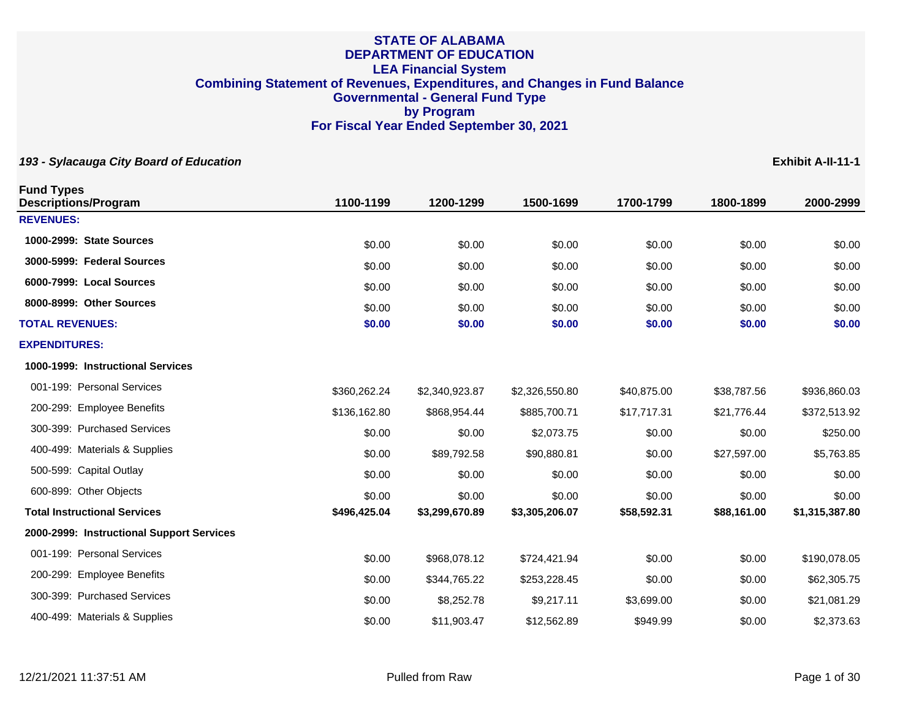# STATE OF ALABAMA
# DEPARTMENT OF EDUCATION
## LEA Financial System
## Combining Statement of Revenues, Expenditures, and Changes in Fund Balance
## Governmental - General Fund Type
## by Program
## For Fiscal Year Ended September 30, 2021

***193 - Sylacauga City Board of Education*** **Exhibit A-II-11-1**

| Fund Types Descriptions/Program | 1100-1199 | 1200-1299 | 1500-1699 | 1700-1799 | 1800-1899 | 2000-2999 |
|---|---|---|---|---|---|---|
| **REVENUES:** | | | | | | |
| **1000-2999: State Sources** | $0.00 | $0.00 | $0.00 | $0.00 | $0.00 | $0.00 |
| **3000-5999: Federal Sources** | $0.00 | $0.00 | $0.00 | $0.00 | $0.00 | $0.00 |
| **6000-7999: Local Sources** | $0.00 | $0.00 | $0.00 | $0.00 | $0.00 | $0.00 |
| **8000-8999: Other Sources** | $0.00 | $0.00 | $0.00 | $0.00 | $0.00 | $0.00 |
| **TOTAL REVENUES:** | **$0.00** | **$0.00** | **$0.00** | **$0.00** | **$0.00** | **$0.00** |
| **EXPENDITURES:** | | | | | | |
| **1000-1999: Instructional Services** | | | | | | |
| 001-199: Personal Services | $360,262.24 | $2,340,923.87 | $2,326,550.80 | $40,875.00 | $38,787.56 | $936,860.03 |
| 200-299: Employee Benefits | $136,162.80 | $868,954.44 | $885,700.71 | $17,717.31 | $21,776.44 | $372,513.92 |
| 300-399: Purchased Services | $0.00 | $0.00 | $2,073.75 | $0.00 | $0.00 | $250.00 |
| 400-499: Materials & Supplies | $0.00 | $89,792.58 | $90,880.81 | $0.00 | $27,597.00 | $5,763.85 |
| 500-599: Capital Outlay | $0.00 | $0.00 | $0.00 | $0.00 | $0.00 | $0.00 |
| 600-899: Other Objects | $0.00 | $0.00 | $0.00 | $0.00 | $0.00 | $0.00 |
| **Total Instructional Services** | **$496,425.04** | **$3,299,670.89** | **$3,305,206.07** | **$58,592.31** | **$88,161.00** | **$1,315,387.80** |
| **2000-2999: Instructional Support Services** | | | | | | |
| 001-199: Personal Services | $0.00 | $968,078.12 | $724,421.94 | $0.00 | $0.00 | $190,078.05 |
| 200-299: Employee Benefits | $0.00 | $344,765.22 | $253,228.45 | $0.00 | $0.00 | $62,305.75 |
| 300-399: Purchased Services | $0.00 | $8,252.78 | $9,217.11 | $3,699.00 | $0.00 | $21,081.29 |
| 400-499: Materials & Supplies | $0.00 | $11,903.47 | $12,562.89 | $949.99 | $0.00 | $2,373.63 |

12/21/2021 11:37:51 AM Pulled from Raw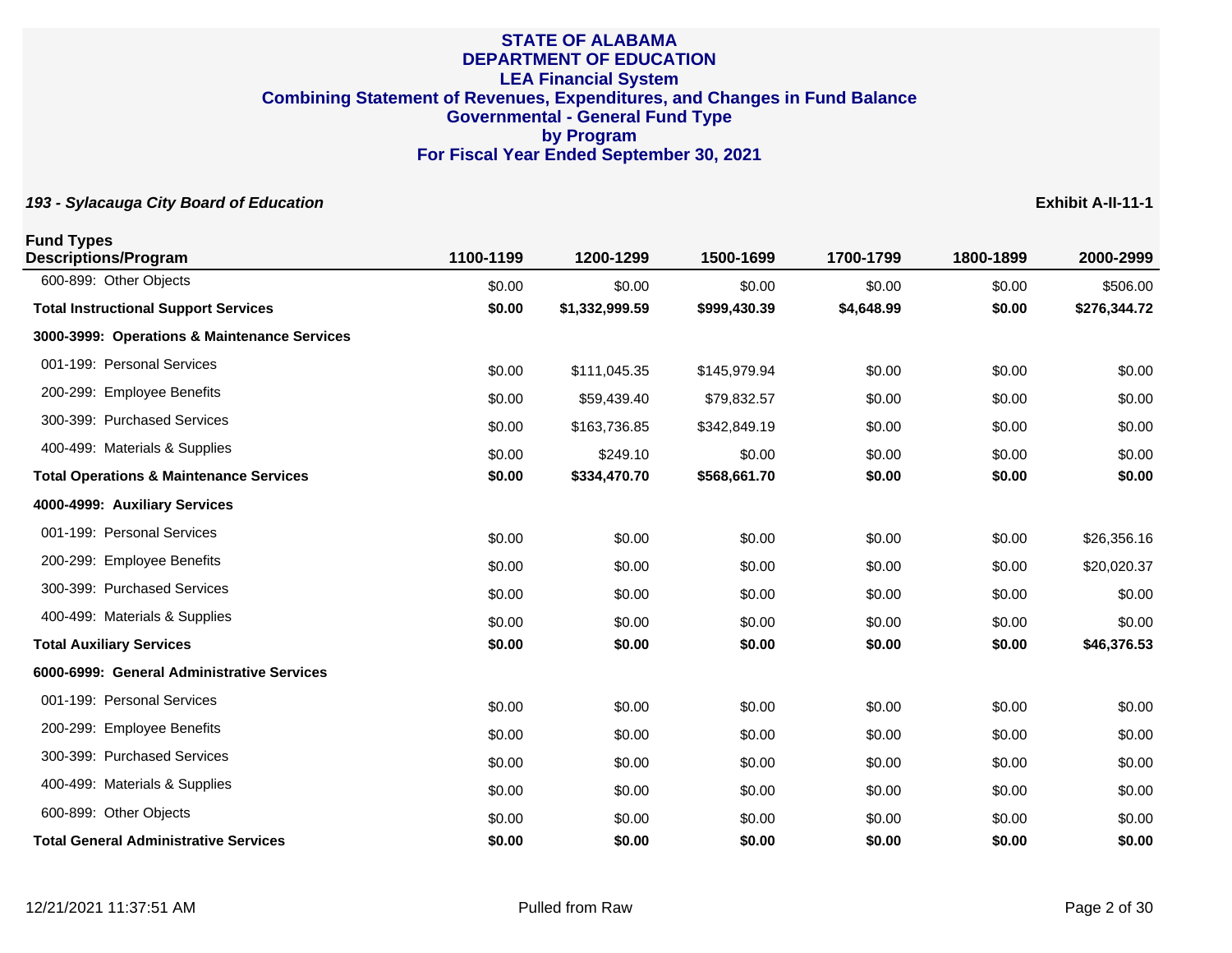# STATE OF ALABAMA
# DEPARTMENT OF EDUCATION
## LEA Financial System
## Combining Statement of Revenues, Expenditures, and Changes in Fund Balance
## Governmental - General Fund Type
## by Program
## For Fiscal Year Ended September 30, 2021

***193 - Sylacauga City Board of Education***

**Exhibit A-II-11-1**

| Fund Types Descriptions/Program | 1100-1199 | 1200-1299 | 1500-1699 | 1700-1799 | 1800-1899 | 2000-2999 |
|---|---|---|---|---|---|---|
| 600-899: Other Objects | $0.00 | $0.00 | $0.00 | $0.00 | $0.00 | $506.00 |
| **Total Instructional Support Services** | **$0.00** | **$1,332,999.59** | **$999,430.39** | **$4,648.99** | **$0.00** | **$276,344.72** |
| **3000-3999: Operations & Maintenance Services** | | | | | | |
| 001-199: Personal Services | $0.00 | $111,045.35 | $145,979.94 | $0.00 | $0.00 | $0.00 |
| 200-299: Employee Benefits | $0.00 | $59,439.40 | $79,832.57 | $0.00 | $0.00 | $0.00 |
| 300-399: Purchased Services | $0.00 | $163,736.85 | $342,849.19 | $0.00 | $0.00 | $0.00 |
| 400-499: Materials & Supplies | $0.00 | $249.10 | $0.00 | $0.00 | $0.00 | $0.00 |
| **Total Operations & Maintenance Services** | **$0.00** | **$334,470.70** | **$568,661.70** | **$0.00** | **$0.00** | **$0.00** |
| **4000-4999: Auxiliary Services** | | | | | | |
| 001-199: Personal Services | $0.00 | $0.00 | $0.00 | $0.00 | $0.00 | $26,356.16 |
| 200-299: Employee Benefits | $0.00 | $0.00 | $0.00 | $0.00 | $0.00 | $20,020.37 |
| 300-399: Purchased Services | $0.00 | $0.00 | $0.00 | $0.00 | $0.00 | $0.00 |
| 400-499: Materials & Supplies | $0.00 | $0.00 | $0.00 | $0.00 | $0.00 | $0.00 |
| **Total Auxiliary Services** | **$0.00** | **$0.00** | **$0.00** | **$0.00** | **$0.00** | **$46,376.53** |
| **6000-6999: General Administrative Services** | | | | | | |
| 001-199: Personal Services | $0.00 | $0.00 | $0.00 | $0.00 | $0.00 | $0.00 |
| 200-299: Employee Benefits | $0.00 | $0.00 | $0.00 | $0.00 | $0.00 | $0.00 |
| 300-399: Purchased Services | $0.00 | $0.00 | $0.00 | $0.00 | $0.00 | $0.00 |
| 400-499: Materials & Supplies | $0.00 | $0.00 | $0.00 | $0.00 | $0.00 | $0.00 |
| 600-899: Other Objects | $0.00 | $0.00 | $0.00 | $0.00 | $0.00 | $0.00 |
| **Total General Administrative Services** | **$0.00** | **$0.00** | **$0.00** | **$0.00** | **$0.00** | **$0.00** |

12/21/2021 11:37:51 AM    Pulled from Raw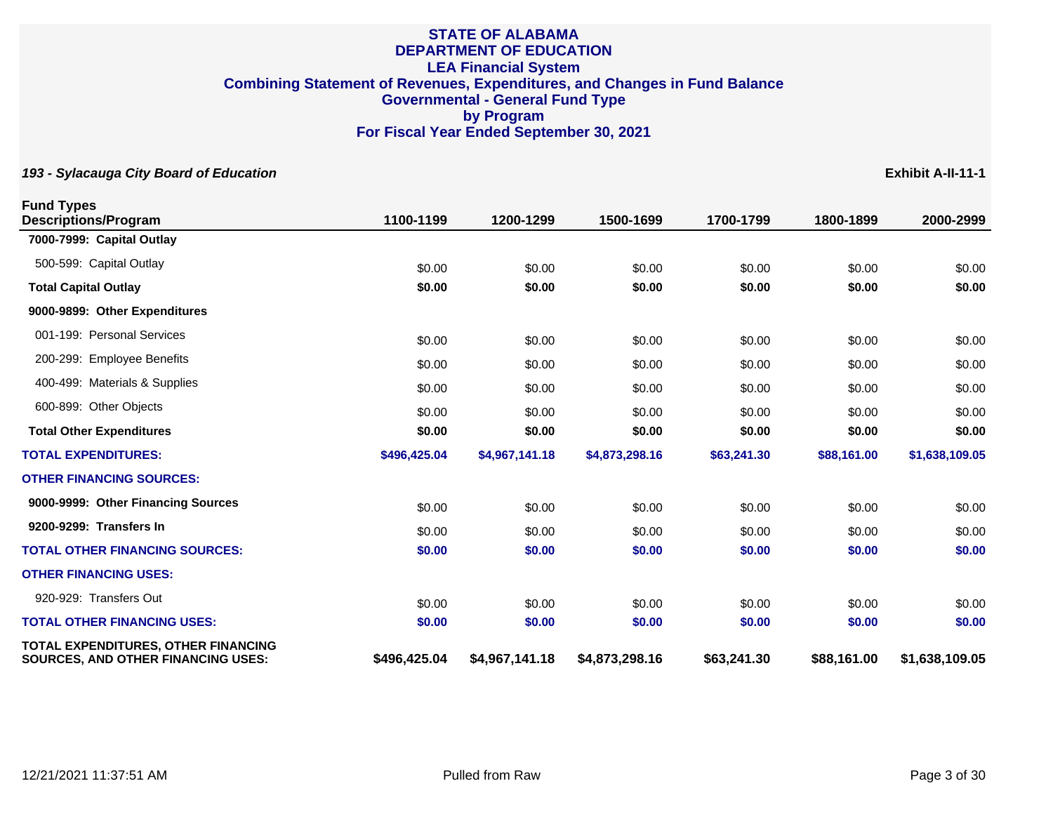# STATE OF ALABAMA
# DEPARTMENT OF EDUCATION
## LEA Financial System
## Combining Statement of Revenues, Expenditures, and Changes in Fund Balance
## Governmental - General Fund Type
## by Program
## For Fiscal Year Ended September 30, 2021

***193 - Sylacauga City Board of Education*** **Exhibit A-II-11-1**

| Fund Types Descriptions/Program | 1100-1199 | 1200-1299 | 1500-1699 | 1700-1799 | 1800-1899 | 2000-2999 |
|---|---|---|---|---|---|---|
| **7000-7999: Capital Outlay** | | | | | | |
| 500-599: Capital Outlay | $0.00 | $0.00 | $0.00 | $0.00 | $0.00 | $0.00 |
| **Total Capital Outlay** | **$0.00** | **$0.00** | **$0.00** | **$0.00** | **$0.00** | **$0.00** |
| **9000-9899: Other Expenditures** | | | | | | |
| 001-199: Personal Services | $0.00 | $0.00 | $0.00 | $0.00 | $0.00 | $0.00 |
| 200-299: Employee Benefits | $0.00 | $0.00 | $0.00 | $0.00 | $0.00 | $0.00 |
| 400-499: Materials & Supplies | $0.00 | $0.00 | $0.00 | $0.00 | $0.00 | $0.00 |
| 600-899: Other Objects | $0.00 | $0.00 | $0.00 | $0.00 | $0.00 | $0.00 |
| **Total Other Expenditures** | **$0.00** | **$0.00** | **$0.00** | **$0.00** | **$0.00** | **$0.00** |
| **TOTAL EXPENDITURES:** | **$496,425.04** | **$4,967,141.18** | **$4,873,298.16** | **$63,241.30** | **$88,161.00** | **$1,638,109.05** |
| **OTHER FINANCING SOURCES:** | | | | | | |
| **9000-9999: Other Financing Sources** | $0.00 | $0.00 | $0.00 | $0.00 | $0.00 | $0.00 |
| **9200-9299: Transfers In** | $0.00 | $0.00 | $0.00 | $0.00 | $0.00 | $0.00 |
| **TOTAL OTHER FINANCING SOURCES:** | **$0.00** | **$0.00** | **$0.00** | **$0.00** | **$0.00** | **$0.00** |
| **OTHER FINANCING USES:** | | | | | | |
| 920-929: Transfers Out | $0.00 | $0.00 | $0.00 | $0.00 | $0.00 | $0.00 |
| **TOTAL OTHER FINANCING USES:** | **$0.00** | **$0.00** | **$0.00** | **$0.00** | **$0.00** | **$0.00** |
| **TOTAL EXPENDITURES, OTHER FINANCING SOURCES, AND OTHER FINANCING USES:** | **$496,425.04** | **$4,967,141.18** | **$4,873,298.16** | **$63,241.30** | **$88,161.00** | **$1,638,109.05** |

12/21/2021 11:37:51 AM Pulled from Raw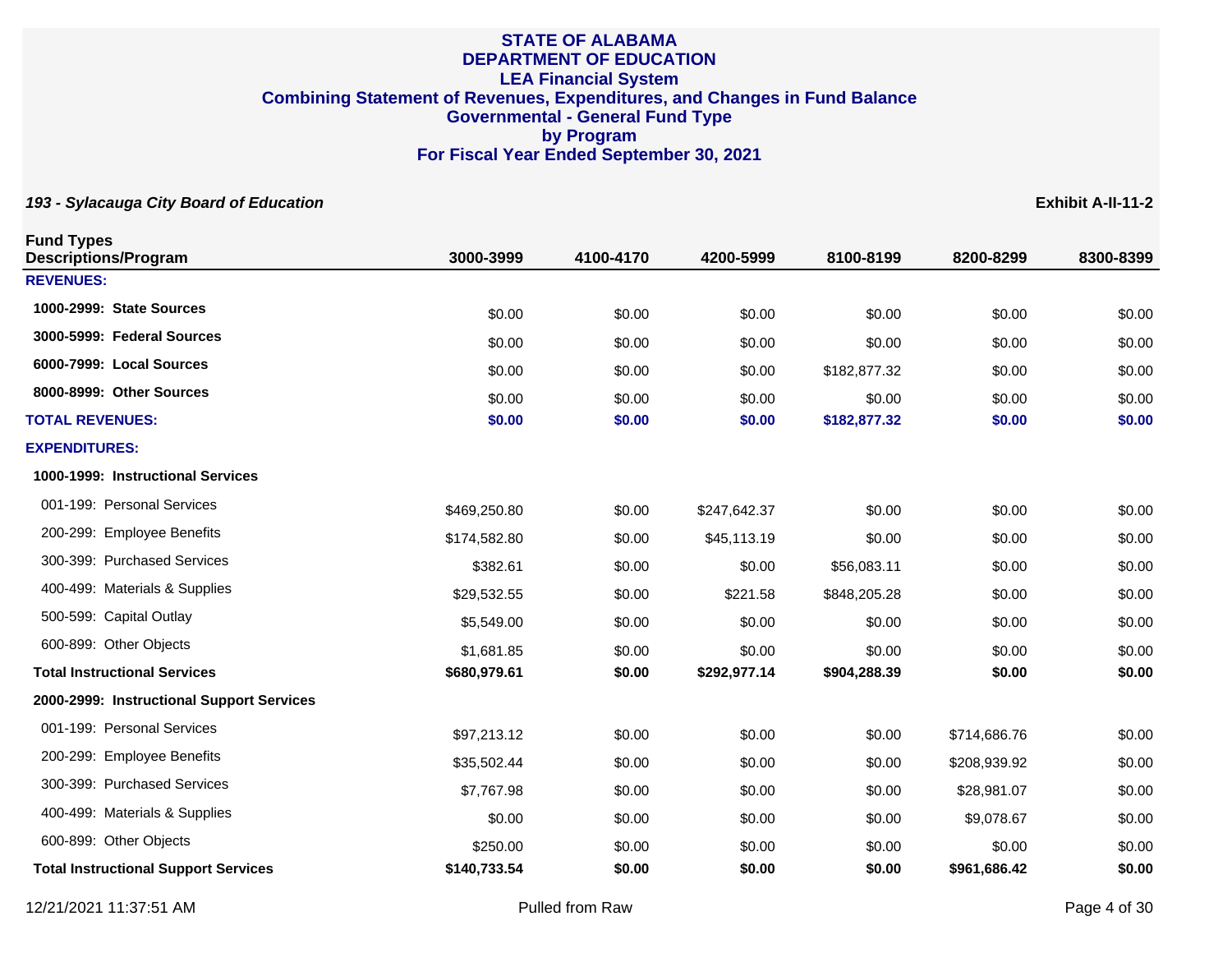# STATE OF ALABAMA
# DEPARTMENT OF EDUCATION
## LEA Financial System
## Combining Statement of Revenues, Expenditures, and Changes in Fund Balance
## Governmental - General Fund Type
## by Program
## For Fiscal Year Ended September 30, 2021

***193 - Sylacauga City Board of Education*** **Exhibit A-II-11-2**

| Fund Types Descriptions/Program | 3000-3999 | 4100-4170 | 4200-5999 | 8100-8199 | 8200-8299 | 8300-8399 |
|---|---|---|---|---|---|---|
| **REVENUES:** | | | | | | |
| **1000-2999: State Sources** | $0.00 | $0.00 | $0.00 | $0.00 | $0.00 | $0.00 |
| **3000-5999: Federal Sources** | $0.00 | $0.00 | $0.00 | $0.00 | $0.00 | $0.00 |
| **6000-7999: Local Sources** | $0.00 | $0.00 | $0.00 | $182,877.32 | $0.00 | $0.00 |
| **8000-8999: Other Sources** | $0.00 | $0.00 | $0.00 | $0.00 | $0.00 | $0.00 |
| **TOTAL REVENUES:** | **$0.00** | **$0.00** | **$0.00** | **$182,877.32** | **$0.00** | **$0.00** |
| **EXPENDITURES:** | | | | | | |
| **1000-1999: Instructional Services** | | | | | | |
| 001-199: Personal Services | $469,250.80 | $0.00 | $247,642.37 | $0.00 | $0.00 | $0.00 |
| 200-299: Employee Benefits | $174,582.80 | $0.00 | $45,113.19 | $0.00 | $0.00 | $0.00 |
| 300-399: Purchased Services | $382.61 | $0.00 | $0.00 | $56,083.11 | $0.00 | $0.00 |
| 400-499: Materials & Supplies | $29,532.55 | $0.00 | $221.58 | $848,205.28 | $0.00 | $0.00 |
| 500-599: Capital Outlay | $5,549.00 | $0.00 | $0.00 | $0.00 | $0.00 | $0.00 |
| 600-899: Other Objects | $1,681.85 | $0.00 | $0.00 | $0.00 | $0.00 | $0.00 |
| **Total Instructional Services** | **$680,979.61** | **$0.00** | **$292,977.14** | **$904,288.39** | **$0.00** | **$0.00** |
| **2000-2999: Instructional Support Services** | | | | | | |
| 001-199: Personal Services | $97,213.12 | $0.00 | $0.00 | $0.00 | $714,686.76 | $0.00 |
| 200-299: Employee Benefits | $35,502.44 | $0.00 | $0.00 | $0.00 | $208,939.92 | $0.00 |
| 300-399: Purchased Services | $7,767.98 | $0.00 | $0.00 | $0.00 | $28,981.07 | $0.00 |
| 400-499: Materials & Supplies | $0.00 | $0.00 | $0.00 | $0.00 | $9,078.67 | $0.00 |
| 600-899: Other Objects | $250.00 | $0.00 | $0.00 | $0.00 | $0.00 | $0.00 |
| **Total Instructional Support Services** | **$140,733.54** | **$0.00** | **$0.00** | **$0.00** | **$961,686.42** | **$0.00** |

12/21/2021 11:37:51 AM Pulled from Raw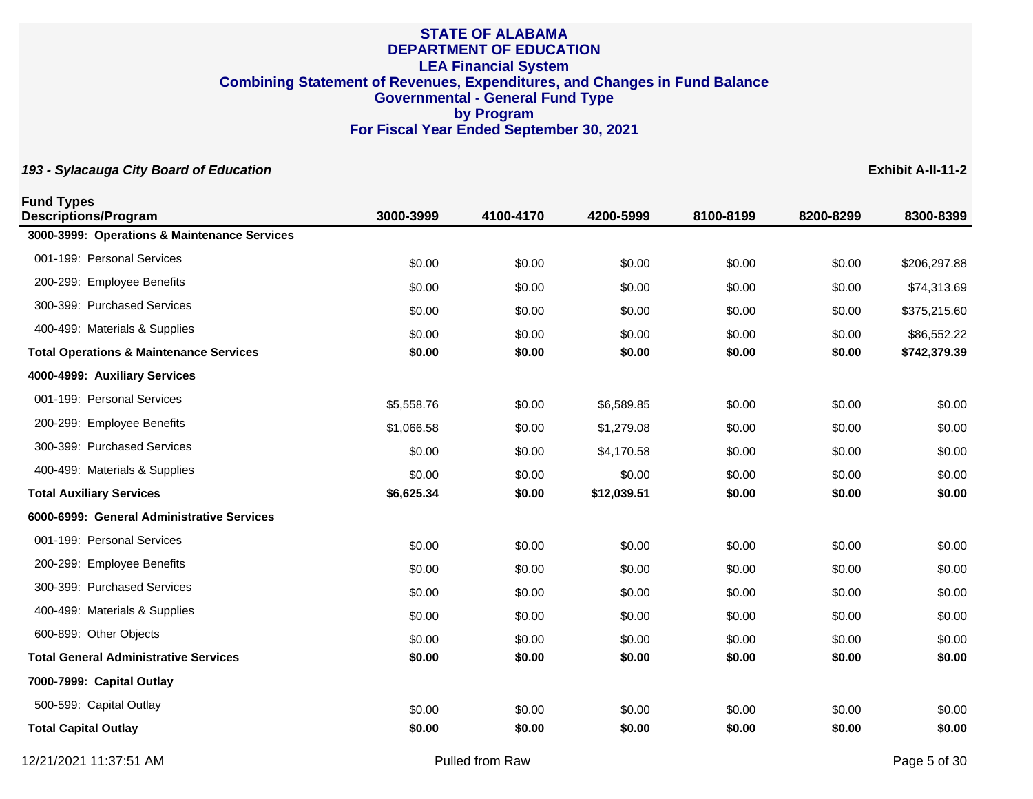# STATE OF ALABAMA
## DEPARTMENT OF EDUCATION
## LEA Financial System
## Combining Statement of Revenues, Expenditures, and Changes in Fund Balance
## Governmental - General Fund Type
## by Program
## For Fiscal Year Ended September 30, 2021

***193 - Sylacauga City Board of Education*** **Exhibit A-II-11-2**

| Fund Types Descriptions/Program | 3000-3999 | 4100-4170 | 4200-5999 | 8100-8199 | 8200-8299 | 8300-8399 |
|---|---|---|---|---|---|---|
| **3000-3999: Operations & Maintenance Services** | | | | | | |
| 001-199: Personal Services | $0.00 | $0.00 | $0.00 | $0.00 | $0.00 | $206,297.88 |
| 200-299: Employee Benefits | $0.00 | $0.00 | $0.00 | $0.00 | $0.00 | $74,313.69 |
| 300-399: Purchased Services | $0.00 | $0.00 | $0.00 | $0.00 | $0.00 | $375,215.60 |
| 400-499: Materials & Supplies | $0.00 | $0.00 | $0.00 | $0.00 | $0.00 | $86,552.22 |
| **Total Operations & Maintenance Services** | **$0.00** | **$0.00** | **$0.00** | **$0.00** | **$0.00** | **$742,379.39** |
| **4000-4999: Auxiliary Services** | | | | | | |
| 001-199: Personal Services | $5,558.76 | $0.00 | $6,589.85 | $0.00 | $0.00 | $0.00 |
| 200-299: Employee Benefits | $1,066.58 | $0.00 | $1,279.08 | $0.00 | $0.00 | $0.00 |
| 300-399: Purchased Services | $0.00 | $0.00 | $4,170.58 | $0.00 | $0.00 | $0.00 |
| 400-499: Materials & Supplies | $0.00 | $0.00 | $0.00 | $0.00 | $0.00 | $0.00 |
| **Total Auxiliary Services** | **$6,625.34** | **$0.00** | **$12,039.51** | **$0.00** | **$0.00** | **$0.00** |
| **6000-6999: General Administrative Services** | | | | | | |
| 001-199: Personal Services | $0.00 | $0.00 | $0.00 | $0.00 | $0.00 | $0.00 |
| 200-299: Employee Benefits | $0.00 | $0.00 | $0.00 | $0.00 | $0.00 | $0.00 |
| 300-399: Purchased Services | $0.00 | $0.00 | $0.00 | $0.00 | $0.00 | $0.00 |
| 400-499: Materials & Supplies | $0.00 | $0.00 | $0.00 | $0.00 | $0.00 | $0.00 |
| 600-899: Other Objects | $0.00 | $0.00 | $0.00 | $0.00 | $0.00 | $0.00 |
| **Total General Administrative Services** | **$0.00** | **$0.00** | **$0.00** | **$0.00** | **$0.00** | **$0.00** |
| **7000-7999: Capital Outlay** | | | | | | |
| 500-599: Capital Outlay | $0.00 | $0.00 | $0.00 | $0.00 | $0.00 | $0.00 |
| **Total Capital Outlay** | **$0.00** | **$0.00** | **$0.00** | **$0.00** | **$0.00** | **$0.00** |

12/21/2021 11:37:51 AM Pulled from Raw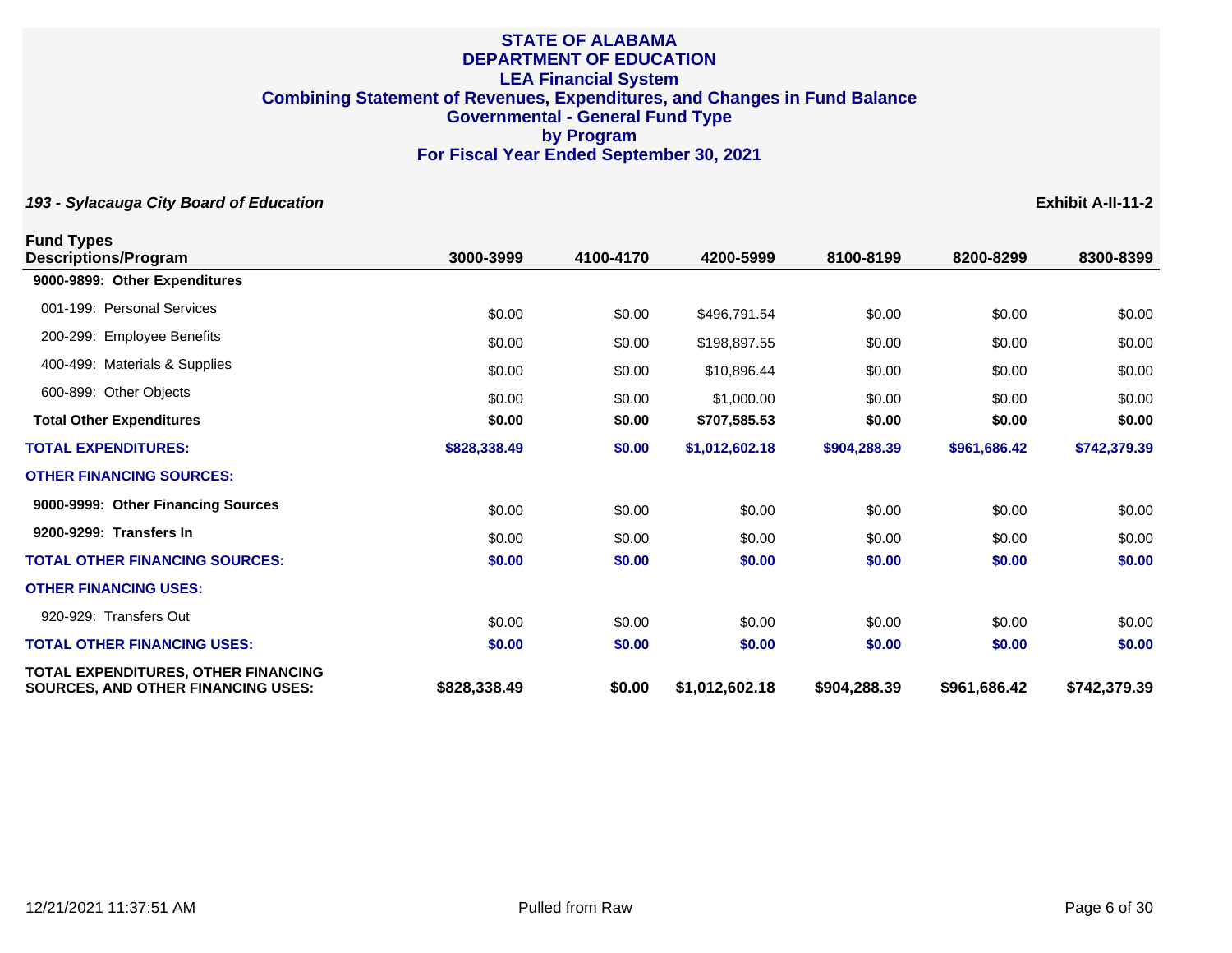# STATE OF ALABAMA
# DEPARTMENT OF EDUCATION
## LEA Financial System
## Combining Statement of Revenues, Expenditures, and Changes in Fund Balance
## Governmental - General Fund Type
## by Program
## For Fiscal Year Ended September 30, 2021

***193 - Sylacauga City Board of Education*** **Exhibit A-II-11-2**

| Fund Types Descriptions/Program | 3000-3999 | 4100-4170 | 4200-5999 | 8100-8199 | 8200-8299 | 8300-8399 |
|---|---|---|---|---|---|---|
| **9000-9899: Other Expenditures** | | | | | | |
| 001-199: Personal Services | $0.00 | $0.00 | $496,791.54 | $0.00 | $0.00 | $0.00 |
| 200-299: Employee Benefits | $0.00 | $0.00 | $198,897.55 | $0.00 | $0.00 | $0.00 |
| 400-499: Materials & Supplies | $0.00 | $0.00 | $10,896.44 | $0.00 | $0.00 | $0.00 |
| 600-899: Other Objects | $0.00 | $0.00 | $1,000.00 | $0.00 | $0.00 | $0.00 |
| **Total Other Expenditures** | **$0.00** | **$0.00** | **$707,585.53** | **$0.00** | **$0.00** | **$0.00** |
| **TOTAL EXPENDITURES:** | **$828,338.49** | **$0.00** | **$1,012,602.18** | **$904,288.39** | **$961,686.42** | **$742,379.39** |
| **OTHER FINANCING SOURCES:** | | | | | | |
| **9000-9999: Other Financing Sources** | $0.00 | $0.00 | $0.00 | $0.00 | $0.00 | $0.00 |
| **9200-9299: Transfers In** | $0.00 | $0.00 | $0.00 | $0.00 | $0.00 | $0.00 |
| **TOTAL OTHER FINANCING SOURCES:** | **$0.00** | **$0.00** | **$0.00** | **$0.00** | **$0.00** | **$0.00** |
| **OTHER FINANCING USES:** | | | | | | |
| 920-929: Transfers Out | $0.00 | $0.00 | $0.00 | $0.00 | $0.00 | $0.00 |
| **TOTAL OTHER FINANCING USES:** | **$0.00** | **$0.00** | **$0.00** | **$0.00** | **$0.00** | **$0.00** |
| **TOTAL EXPENDITURES, OTHER FINANCING SOURCES, AND OTHER FINANCING USES:** | **$828,338.49** | **$0.00** | **$1,012,602.18** | **$904,288.39** | **$961,686.42** | **$742,379.39** |

12/21/2021 11:37:51 AM — Pulled from Raw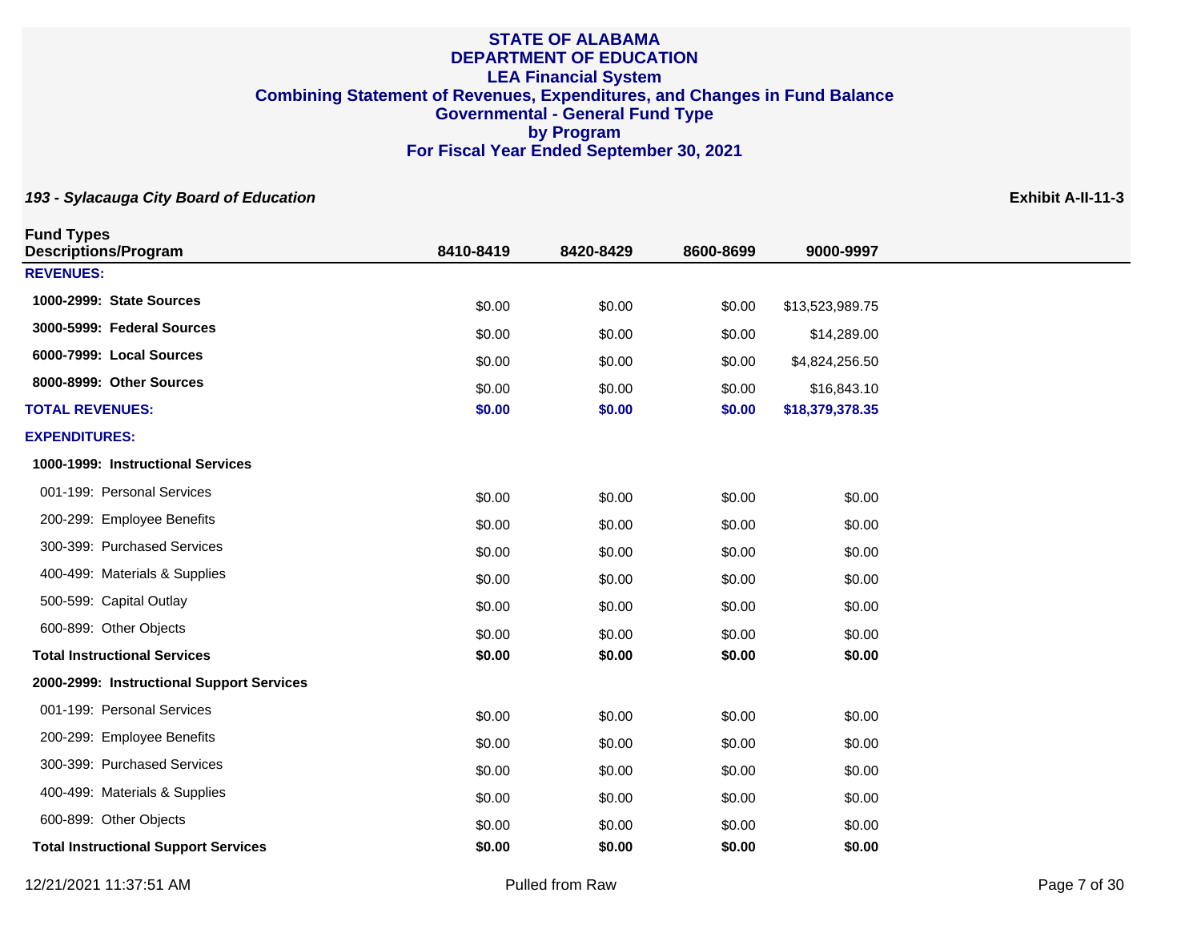# STATE OF ALABAMA
## DEPARTMENT OF EDUCATION
## LEA Financial System
## Combining Statement of Revenues, Expenditures, and Changes in Fund Balance
## Governmental - General Fund Type
## by Program
## For Fiscal Year Ended September 30, 2021

***193 - Sylacauga City Board of Education*** **Exhibit A-II-11-3**

| Fund Types Descriptions/Program | 8410-8419 | 8420-8429 | 8600-8699 | 9000-9997 |
|---|---|---|---|---|
| **REVENUES:** | | | | |
| **1000-2999: State Sources** | $0.00 | $0.00 | $0.00 | $13,523,989.75 |
| **3000-5999: Federal Sources** | $0.00 | $0.00 | $0.00 | $14,289.00 |
| **6000-7999: Local Sources** | $0.00 | $0.00 | $0.00 | $4,824,256.50 |
| **8000-8999: Other Sources** | $0.00 | $0.00 | $0.00 | $16,843.10 |
| **TOTAL REVENUES:** | **$0.00** | **$0.00** | **$0.00** | **$18,379,378.35** |
| **EXPENDITURES:** | | | | |
| **1000-1999: Instructional Services** | | | | |
| 001-199: Personal Services | $0.00 | $0.00 | $0.00 | $0.00 |
| 200-299: Employee Benefits | $0.00 | $0.00 | $0.00 | $0.00 |
| 300-399: Purchased Services | $0.00 | $0.00 | $0.00 | $0.00 |
| 400-499: Materials & Supplies | $0.00 | $0.00 | $0.00 | $0.00 |
| 500-599: Capital Outlay | $0.00 | $0.00 | $0.00 | $0.00 |
| 600-899: Other Objects | $0.00 | $0.00 | $0.00 | $0.00 |
| **Total Instructional Services** | **$0.00** | **$0.00** | **$0.00** | **$0.00** |
| **2000-2999: Instructional Support Services** | | | | |
| 001-199: Personal Services | $0.00 | $0.00 | $0.00 | $0.00 |
| 200-299: Employee Benefits | $0.00 | $0.00 | $0.00 | $0.00 |
| 300-399: Purchased Services | $0.00 | $0.00 | $0.00 | $0.00 |
| 400-499: Materials & Supplies | $0.00 | $0.00 | $0.00 | $0.00 |
| 600-899: Other Objects | $0.00 | $0.00 | $0.00 | $0.00 |
| **Total Instructional Support Services** | **$0.00** | **$0.00** | **$0.00** | **$0.00** |

12/21/2021 11:37:51 AM Pulled from Raw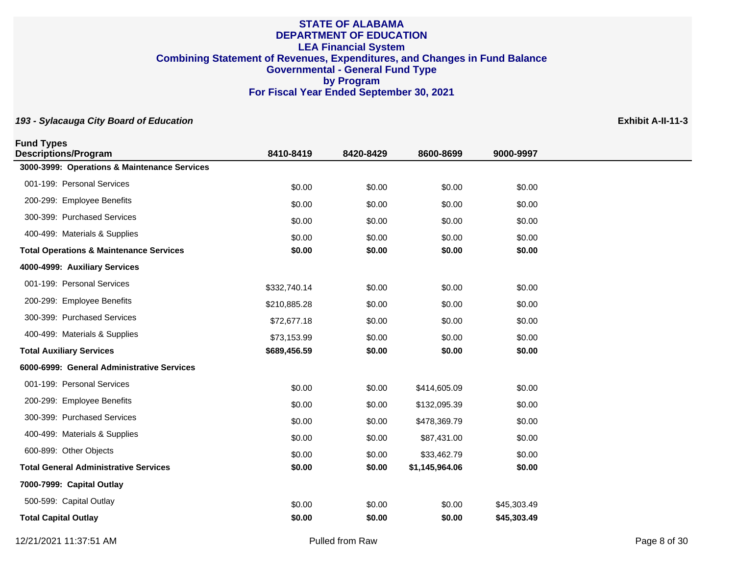# STATE OF ALABAMA
## DEPARTMENT OF EDUCATION
## LEA Financial System
## Combining Statement of Revenues, Expenditures, and Changes in Fund Balance
## Governmental - General Fund Type
## by Program
## For Fiscal Year Ended September 30, 2021

***193 - Sylacauga City Board of Education*** **Exhibit A-II-11-3**

| Fund Types<br>Descriptions/Program | 8410-8419 | 8420-8429 | 8600-8699 | 9000-9997 |
|---|---|---|---|---|
| **3000-3999: Operations & Maintenance Services** | | | | |
| 001-199: Personal Services | $0.00 | $0.00 | $0.00 | $0.00 |
| 200-299: Employee Benefits | $0.00 | $0.00 | $0.00 | $0.00 |
| 300-399: Purchased Services | $0.00 | $0.00 | $0.00 | $0.00 |
| 400-499: Materials & Supplies | $0.00 | $0.00 | $0.00 | $0.00 |
| **Total Operations & Maintenance Services** | **$0.00** | **$0.00** | **$0.00** | **$0.00** |
| **4000-4999: Auxiliary Services** | | | | |
| 001-199: Personal Services | $332,740.14 | $0.00 | $0.00 | $0.00 |
| 200-299: Employee Benefits | $210,885.28 | $0.00 | $0.00 | $0.00 |
| 300-399: Purchased Services | $72,677.18 | $0.00 | $0.00 | $0.00 |
| 400-499: Materials & Supplies | $73,153.99 | $0.00 | $0.00 | $0.00 |
| **Total Auxiliary Services** | **$689,456.59** | **$0.00** | **$0.00** | **$0.00** |
| **6000-6999: General Administrative Services** | | | | |
| 001-199: Personal Services | $0.00 | $0.00 | $414,605.09 | $0.00 |
| 200-299: Employee Benefits | $0.00 | $0.00 | $132,095.39 | $0.00 |
| 300-399: Purchased Services | $0.00 | $0.00 | $478,369.79 | $0.00 |
| 400-499: Materials & Supplies | $0.00 | $0.00 | $87,431.00 | $0.00 |
| 600-899: Other Objects | $0.00 | $0.00 | $33,462.79 | $0.00 |
| **Total General Administrative Services** | **$0.00** | **$0.00** | **$1,145,964.06** | **$0.00** |
| **7000-7999: Capital Outlay** | | | | |
| 500-599: Capital Outlay | $0.00 | $0.00 | $0.00 | $45,303.49 |
| **Total Capital Outlay** | **$0.00** | **$0.00** | **$0.00** | **$45,303.49** |

12/21/2021 11:37:51 AM Pulled from Raw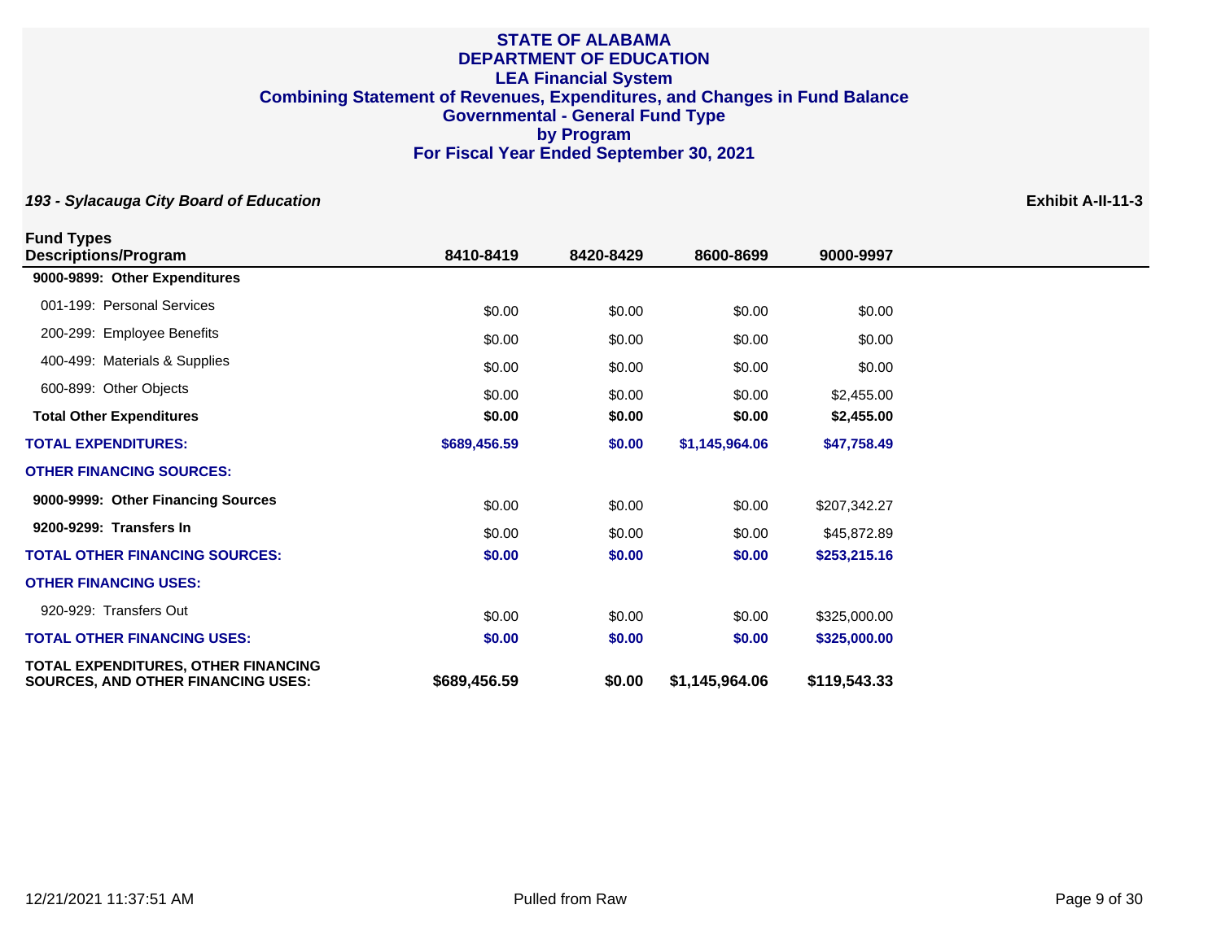# STATE OF ALABAMA
# DEPARTMENT OF EDUCATION
## LEA Financial System
## Combining Statement of Revenues, Expenditures, and Changes in Fund Balance
## Governmental - General Fund Type
## by Program
## For Fiscal Year Ended September 30, 2021

***193 - Sylacauga City Board of Education*** **Exhibit A-II-11-3**

| Fund Types Descriptions/Program | 8410-8419 | 8420-8429 | 8600-8699 | 9000-9997 |
|---|---|---|---|---|
| **9000-9899: Other Expenditures** | | | | |
| 001-199: Personal Services | $0.00 | $0.00 | $0.00 | $0.00 |
| 200-299: Employee Benefits | $0.00 | $0.00 | $0.00 | $0.00 |
| 400-499: Materials & Supplies | $0.00 | $0.00 | $0.00 | $0.00 |
| 600-899: Other Objects | $0.00 | $0.00 | $0.00 | $2,455.00 |
| **Total Other Expenditures** | **$0.00** | **$0.00** | **$0.00** | **$2,455.00** |
| **TOTAL EXPENDITURES:** | **$689,456.59** | **$0.00** | **$1,145,964.06** | **$47,758.49** |
| **OTHER FINANCING SOURCES:** | | | | |
| **9000-9999: Other Financing Sources** | $0.00 | $0.00 | $0.00 | $207,342.27 |
| **9200-9299: Transfers In** | $0.00 | $0.00 | $0.00 | $45,872.89 |
| **TOTAL OTHER FINANCING SOURCES:** | **$0.00** | **$0.00** | **$0.00** | **$253,215.16** |
| **OTHER FINANCING USES:** | | | | |
| 920-929: Transfers Out | $0.00 | $0.00 | $0.00 | $325,000.00 |
| **TOTAL OTHER FINANCING USES:** | **$0.00** | **$0.00** | **$0.00** | **$325,000.00** |
| **TOTAL EXPENDITURES, OTHER FINANCING SOURCES, AND OTHER FINANCING USES:** | **$689,456.59** | **$0.00** | **$1,145,964.06** | **$119,543.33** |

12/21/2021 11:37:51 AM Pulled from Raw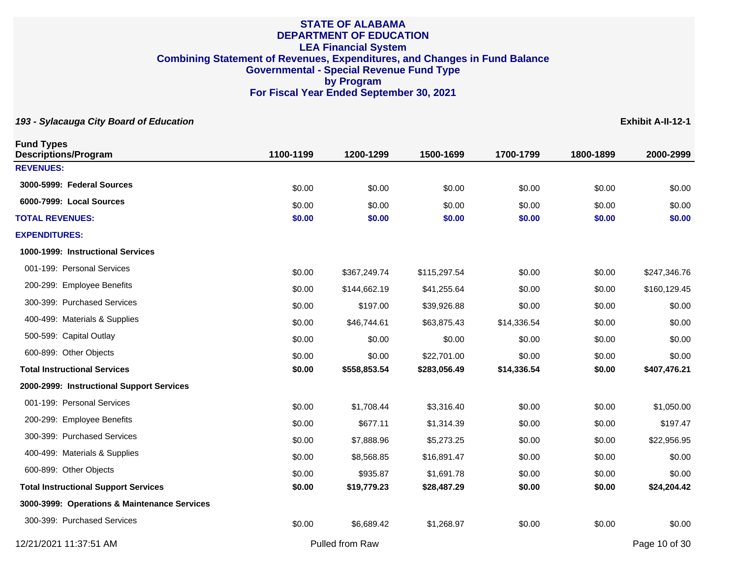# STATE OF ALABAMA
# DEPARTMENT OF EDUCATION
## LEA Financial System
## Combining Statement of Revenues, Expenditures, and Changes in Fund Balance
## Governmental - Special Revenue Fund Type
## by Program
## For Fiscal Year Ended September 30, 2021

***193 - Sylacauga City Board of Education***

**Exhibit A-II-12-1**

| Fund Types<br>Descriptions/Program | 1100-1199 | 1200-1299 | 1500-1699 | 1700-1799 | 1800-1899 | 2000-2999 |
|---|---|---|---|---|---|---|
| **REVENUES:** | | | | | | |
| **3000-5999: Federal Sources** | $0.00 | $0.00 | $0.00 | $0.00 | $0.00 | $0.00 |
| **6000-7999: Local Sources** | $0.00 | $0.00 | $0.00 | $0.00 | $0.00 | $0.00 |
| **TOTAL REVENUES:** | **$0.00** | **$0.00** | **$0.00** | **$0.00** | **$0.00** | **$0.00** |
| **EXPENDITURES:** | | | | | | |
| **1000-1999: Instructional Services** | | | | | | |
| 001-199: Personal Services | $0.00 | $367,249.74 | $115,297.54 | $0.00 | $0.00 | $247,346.76 |
| 200-299: Employee Benefits | $0.00 | $144,662.19 | $41,255.64 | $0.00 | $0.00 | $160,129.45 |
| 300-399: Purchased Services | $0.00 | $197.00 | $39,926.88 | $0.00 | $0.00 | $0.00 |
| 400-499: Materials & Supplies | $0.00 | $46,744.61 | $63,875.43 | $14,336.54 | $0.00 | $0.00 |
| 500-599: Capital Outlay | $0.00 | $0.00 | $0.00 | $0.00 | $0.00 | $0.00 |
| 600-899: Other Objects | $0.00 | $0.00 | $22,701.00 | $0.00 | $0.00 | $0.00 |
| **Total Instructional Services** | **$0.00** | **$558,853.54** | **$283,056.49** | **$14,336.54** | **$0.00** | **$407,476.21** |
| **2000-2999: Instructional Support Services** | | | | | | |
| 001-199: Personal Services | $0.00 | $1,708.44 | $3,316.40 | $0.00 | $0.00 | $1,050.00 |
| 200-299: Employee Benefits | $0.00 | $677.11 | $1,314.39 | $0.00 | $0.00 | $197.47 |
| 300-399: Purchased Services | $0.00 | $7,888.96 | $5,273.25 | $0.00 | $0.00 | $22,956.95 |
| 400-499: Materials & Supplies | $0.00 | $8,568.85 | $16,891.47 | $0.00 | $0.00 | $0.00 |
| 600-899: Other Objects | $0.00 | $935.87 | $1,691.78 | $0.00 | $0.00 | $0.00 |
| **Total Instructional Support Services** | **$0.00** | **$19,779.23** | **$28,487.29** | **$0.00** | **$0.00** | **$24,204.42** |
| **3000-3999: Operations & Maintenance Services** | | | | | | |
| 300-399: Purchased Services | $0.00 | $6,689.42 | $1,268.97 | $0.00 | $0.00 | $0.00 |

12/21/2021 11:37:51 AM Pulled from Raw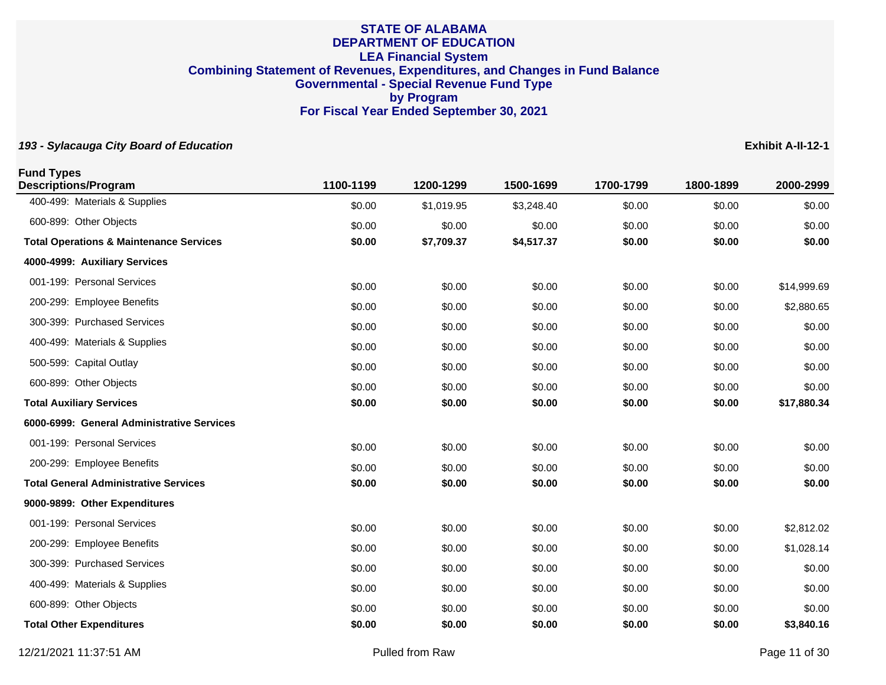# STATE OF ALABAMA
## DEPARTMENT OF EDUCATION
## LEA Financial System
## Combining Statement of Revenues, Expenditures, and Changes in Fund Balance
## Governmental - Special Revenue Fund Type
## by Program
## For Fiscal Year Ended September 30, 2021

***193 - Sylacauga City Board of Education*** **Exhibit A-II-12-1**

| Fund Types Descriptions/Program | 1100-1199 | 1200-1299 | 1500-1699 | 1700-1799 | 1800-1899 | 2000-2999 |
|---|---|---|---|---|---|---|
| 400-499: Materials & Supplies | $0.00 | $1,019.95 | $3,248.40 | $0.00 | $0.00 | $0.00 |
| 600-899: Other Objects | $0.00 | $0.00 | $0.00 | $0.00 | $0.00 | $0.00 |
| **Total Operations & Maintenance Services** | **$0.00** | **$7,709.37** | **$4,517.37** | **$0.00** | **$0.00** | **$0.00** |
| **4000-4999: Auxiliary Services** | | | | | | |
| 001-199: Personal Services | $0.00 | $0.00 | $0.00 | $0.00 | $0.00 | $14,999.69 |
| 200-299: Employee Benefits | $0.00 | $0.00 | $0.00 | $0.00 | $0.00 | $2,880.65 |
| 300-399: Purchased Services | $0.00 | $0.00 | $0.00 | $0.00 | $0.00 | $0.00 |
| 400-499: Materials & Supplies | $0.00 | $0.00 | $0.00 | $0.00 | $0.00 | $0.00 |
| 500-599: Capital Outlay | $0.00 | $0.00 | $0.00 | $0.00 | $0.00 | $0.00 |
| 600-899: Other Objects | $0.00 | $0.00 | $0.00 | $0.00 | $0.00 | $0.00 |
| **Total Auxiliary Services** | **$0.00** | **$0.00** | **$0.00** | **$0.00** | **$0.00** | **$17,880.34** |
| **6000-6999: General Administrative Services** | | | | | | |
| 001-199: Personal Services | $0.00 | $0.00 | $0.00 | $0.00 | $0.00 | $0.00 |
| 200-299: Employee Benefits | $0.00 | $0.00 | $0.00 | $0.00 | $0.00 | $0.00 |
| **Total General Administrative Services** | **$0.00** | **$0.00** | **$0.00** | **$0.00** | **$0.00** | **$0.00** |
| **9000-9899: Other Expenditures** | | | | | | |
| 001-199: Personal Services | $0.00 | $0.00 | $0.00 | $0.00 | $0.00 | $2,812.02 |
| 200-299: Employee Benefits | $0.00 | $0.00 | $0.00 | $0.00 | $0.00 | $1,028.14 |
| 300-399: Purchased Services | $0.00 | $0.00 | $0.00 | $0.00 | $0.00 | $0.00 |
| 400-499: Materials & Supplies | $0.00 | $0.00 | $0.00 | $0.00 | $0.00 | $0.00 |
| 600-899: Other Objects | $0.00 | $0.00 | $0.00 | $0.00 | $0.00 | $0.00 |
| **Total Other Expenditures** | **$0.00** | **$0.00** | **$0.00** | **$0.00** | **$0.00** | **$3,840.16** |

12/21/2021 11:37:51 AM Pulled from Raw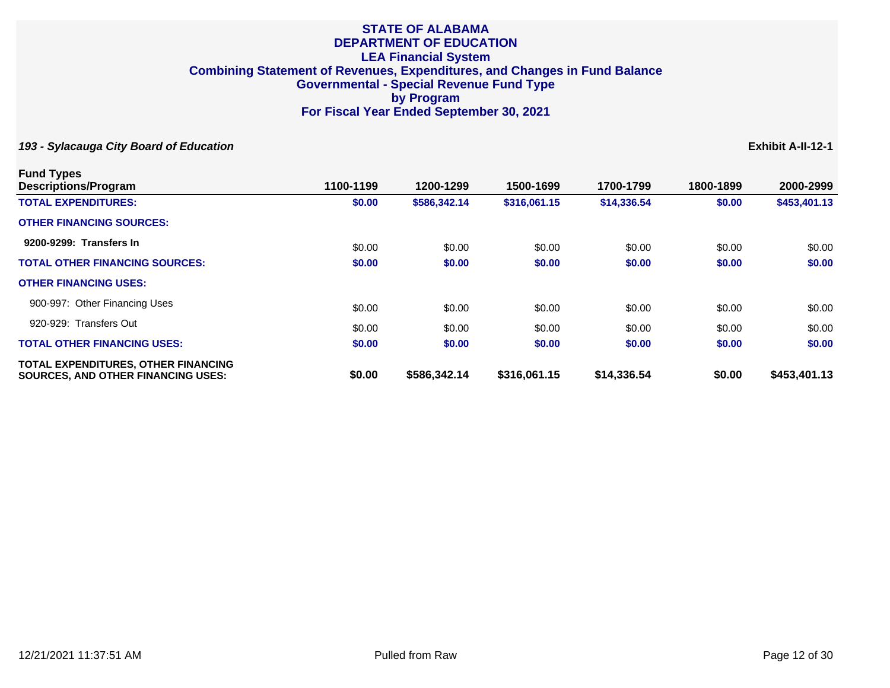# STATE OF ALABAMA
# DEPARTMENT OF EDUCATION
## LEA Financial System
## Combining Statement of Revenues, Expenditures, and Changes in Fund Balance
## Governmental - Special Revenue Fund Type
## by Program
## For Fiscal Year Ended September 30, 2021

***193 - Sylacauga City Board of Education*** **Exhibit A-II-12-1**

| Fund Types<br>Descriptions/Program | 1100-1199 | 1200-1299 | 1500-1699 | 1700-1799 | 1800-1899 | 2000-2999 |
|---|---|---|---|---|---|---|
| **TOTAL EXPENDITURES:** | **$0.00** | **$586,342.14** | **$316,061.15** | **$14,336.54** | **$0.00** | **$453,401.13** |
| **OTHER FINANCING SOURCES:** | | | | | | |
| **9200-9299: Transfers In** | $0.00 | $0.00 | $0.00 | $0.00 | $0.00 | $0.00 |
| **TOTAL OTHER FINANCING SOURCES:** | **$0.00** | **$0.00** | **$0.00** | **$0.00** | **$0.00** | **$0.00** |
| **OTHER FINANCING USES:** | | | | | | |
| 900-997: Other Financing Uses | $0.00 | $0.00 | $0.00 | $0.00 | $0.00 | $0.00 |
| 920-929: Transfers Out | $0.00 | $0.00 | $0.00 | $0.00 | $0.00 | $0.00 |
| **TOTAL OTHER FINANCING USES:** | **$0.00** | **$0.00** | **$0.00** | **$0.00** | **$0.00** | **$0.00** |
| **TOTAL EXPENDITURES, OTHER FINANCING SOURCES, AND OTHER FINANCING USES:** | **$0.00** | **$586,342.14** | **$316,061.15** | **$14,336.54** | **$0.00** | **$453,401.13** |

12/21/2021 11:37:51 AM Pulled from Raw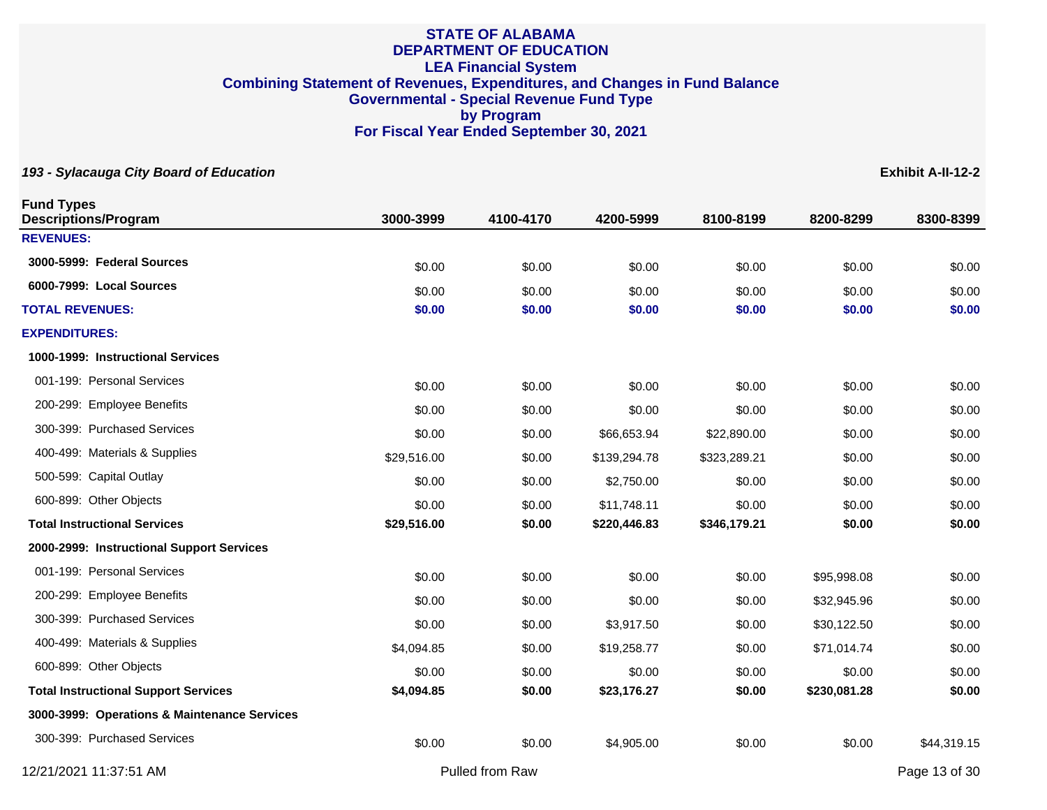# STATE OF ALABAMA
## DEPARTMENT OF EDUCATION
## LEA Financial System
## Combining Statement of Revenues, Expenditures, and Changes in Fund Balance
## Governmental - Special Revenue Fund Type
## by Program
## For Fiscal Year Ended September 30, 2021

***193 - Sylacauga City Board of Education*** **Exhibit A-II-12-2**

| Fund Types Descriptions/Program | 3000-3999 | 4100-4170 | 4200-5999 | 8100-8199 | 8200-8299 | 8300-8399 |
|---|---|---|---|---|---|---|
| **REVENUES:** | | | | | | |
| **3000-5999: Federal Sources** | $0.00 | $0.00 | $0.00 | $0.00 | $0.00 | $0.00 |
| **6000-7999: Local Sources** | $0.00 | $0.00 | $0.00 | $0.00 | $0.00 | $0.00 |
| **TOTAL REVENUES:** | **$0.00** | **$0.00** | **$0.00** | **$0.00** | **$0.00** | **$0.00** |
| **EXPENDITURES:** | | | | | | |
| **1000-1999: Instructional Services** | | | | | | |
| 001-199: Personal Services | $0.00 | $0.00 | $0.00 | $0.00 | $0.00 | $0.00 |
| 200-299: Employee Benefits | $0.00 | $0.00 | $0.00 | $0.00 | $0.00 | $0.00 |
| 300-399: Purchased Services | $0.00 | $0.00 | $66,653.94 | $22,890.00 | $0.00 | $0.00 |
| 400-499: Materials & Supplies | $29,516.00 | $0.00 | $139,294.78 | $323,289.21 | $0.00 | $0.00 |
| 500-599: Capital Outlay | $0.00 | $0.00 | $2,750.00 | $0.00 | $0.00 | $0.00 |
| 600-899: Other Objects | $0.00 | $0.00 | $11,748.11 | $0.00 | $0.00 | $0.00 |
| **Total Instructional Services** | **$29,516.00** | **$0.00** | **$220,446.83** | **$346,179.21** | **$0.00** | **$0.00** |
| **2000-2999: Instructional Support Services** | | | | | | |
| 001-199: Personal Services | $0.00 | $0.00 | $0.00 | $0.00 | $95,998.08 | $0.00 |
| 200-299: Employee Benefits | $0.00 | $0.00 | $0.00 | $0.00 | $32,945.96 | $0.00 |
| 300-399: Purchased Services | $0.00 | $0.00 | $3,917.50 | $0.00 | $30,122.50 | $0.00 |
| 400-499: Materials & Supplies | $4,094.85 | $0.00 | $19,258.77 | $0.00 | $71,014.74 | $0.00 |
| 600-899: Other Objects | $0.00 | $0.00 | $0.00 | $0.00 | $0.00 | $0.00 |
| **Total Instructional Support Services** | **$4,094.85** | **$0.00** | **$23,176.27** | **$0.00** | **$230,081.28** | **$0.00** |
| **3000-3999: Operations & Maintenance Services** | | | | | | |
| 300-399: Purchased Services | $0.00 | $0.00 | $4,905.00 | $0.00 | $0.00 | $44,319.15 |

12/21/2021 11:37:51 AM Pulled from Raw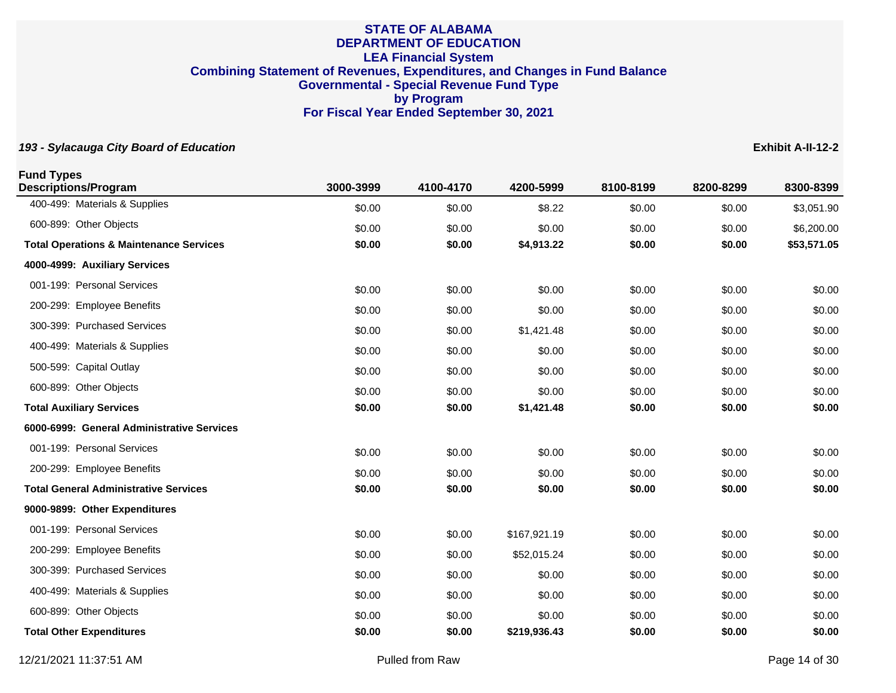# STATE OF ALABAMA
## DEPARTMENT OF EDUCATION
## LEA Financial System
## Combining Statement of Revenues, Expenditures, and Changes in Fund Balance
## Governmental - Special Revenue Fund Type
## by Program
## For Fiscal Year Ended September 30, 2021

***193 - Sylacauga City Board of Education***

**Exhibit A-II-12-2**

| Fund Types Descriptions/Program | 3000-3999 | 4100-4170 | 4200-5999 | 8100-8199 | 8200-8299 | 8300-8399 |
|---|---|---|---|---|---|---|
| 400-499: Materials & Supplies | $0.00 | $0.00 | $8.22 | $0.00 | $0.00 | $3,051.90 |
| 600-899: Other Objects | $0.00 | $0.00 | $0.00 | $0.00 | $0.00 | $6,200.00 |
| **Total Operations & Maintenance Services** | **$0.00** | **$0.00** | **$4,913.22** | **$0.00** | **$0.00** | **$53,571.05** |
| **4000-4999: Auxiliary Services** | | | | | | |
| 001-199: Personal Services | $0.00 | $0.00 | $0.00 | $0.00 | $0.00 | $0.00 |
| 200-299: Employee Benefits | $0.00 | $0.00 | $0.00 | $0.00 | $0.00 | $0.00 |
| 300-399: Purchased Services | $0.00 | $0.00 | $1,421.48 | $0.00 | $0.00 | $0.00 |
| 400-499: Materials & Supplies | $0.00 | $0.00 | $0.00 | $0.00 | $0.00 | $0.00 |
| 500-599: Capital Outlay | $0.00 | $0.00 | $0.00 | $0.00 | $0.00 | $0.00 |
| 600-899: Other Objects | $0.00 | $0.00 | $0.00 | $0.00 | $0.00 | $0.00 |
| **Total Auxiliary Services** | **$0.00** | **$0.00** | **$1,421.48** | **$0.00** | **$0.00** | **$0.00** |
| **6000-6999: General Administrative Services** | | | | | | |
| 001-199: Personal Services | $0.00 | $0.00 | $0.00 | $0.00 | $0.00 | $0.00 |
| 200-299: Employee Benefits | $0.00 | $0.00 | $0.00 | $0.00 | $0.00 | $0.00 |
| **Total General Administrative Services** | **$0.00** | **$0.00** | **$0.00** | **$0.00** | **$0.00** | **$0.00** |
| **9000-9899: Other Expenditures** | | | | | | |
| 001-199: Personal Services | $0.00 | $0.00 | $167,921.19 | $0.00 | $0.00 | $0.00 |
| 200-299: Employee Benefits | $0.00 | $0.00 | $52,015.24 | $0.00 | $0.00 | $0.00 |
| 300-399: Purchased Services | $0.00 | $0.00 | $0.00 | $0.00 | $0.00 | $0.00 |
| 400-499: Materials & Supplies | $0.00 | $0.00 | $0.00 | $0.00 | $0.00 | $0.00 |
| 600-899: Other Objects | $0.00 | $0.00 | $0.00 | $0.00 | $0.00 | $0.00 |
| **Total Other Expenditures** | **$0.00** | **$0.00** | **$219,936.43** | **$0.00** | **$0.00** | **$0.00** |

12/21/2021 11:37:51 AM    Pulled from Raw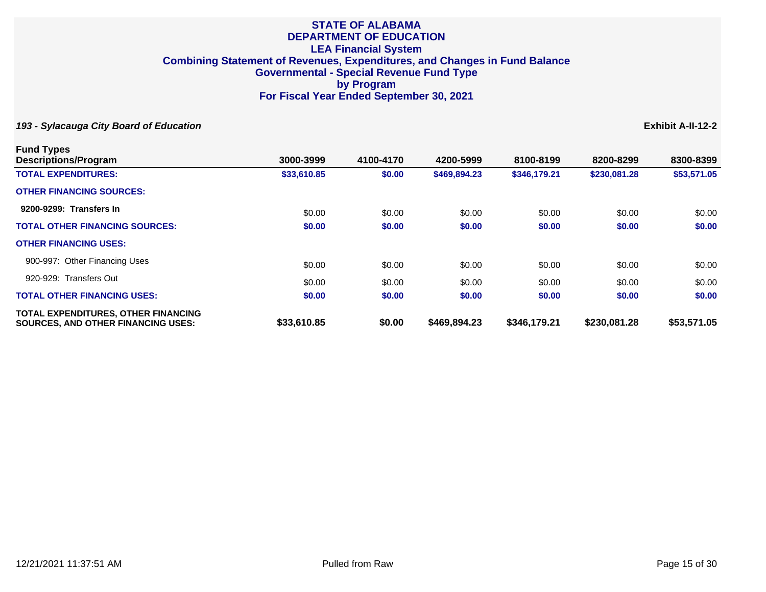# STATE OF ALABAMA
## DEPARTMENT OF EDUCATION
## LEA Financial System
## Combining Statement of Revenues, Expenditures, and Changes in Fund Balance
## Governmental - Special Revenue Fund Type
## by Program
## For Fiscal Year Ended September 30, 2021

***193 - Sylacauga City Board of Education*** **Exhibit A-II-12-2**

| Fund Types Descriptions/Program | 3000-3999 | 4100-4170 | 4200-5999 | 8100-8199 | 8200-8299 | 8300-8399 |
|---|---|---|---|---|---|---|
| **TOTAL EXPENDITURES:** | **$33,610.85** | **$0.00** | **$469,894.23** | **$346,179.21** | **$230,081.28** | **$53,571.05** |
| **OTHER FINANCING SOURCES:** | | | | | | |
| **9200-9299: Transfers In** | $0.00 | $0.00 | $0.00 | $0.00 | $0.00 | $0.00 |
| **TOTAL OTHER FINANCING SOURCES:** | **$0.00** | **$0.00** | **$0.00** | **$0.00** | **$0.00** | **$0.00** |
| **OTHER FINANCING USES:** | | | | | | |
| 900-997: Other Financing Uses | $0.00 | $0.00 | $0.00 | $0.00 | $0.00 | $0.00 |
| 920-929: Transfers Out | $0.00 | $0.00 | $0.00 | $0.00 | $0.00 | $0.00 |
| **TOTAL OTHER FINANCING USES:** | **$0.00** | **$0.00** | **$0.00** | **$0.00** | **$0.00** | **$0.00** |
| **TOTAL EXPENDITURES, OTHER FINANCING SOURCES, AND OTHER FINANCING USES:** | **$33,610.85** | **$0.00** | **$469,894.23** | **$346,179.21** | **$230,081.28** | **$53,571.05** |

12/21/2021 11:37:51 AM Pulled from Raw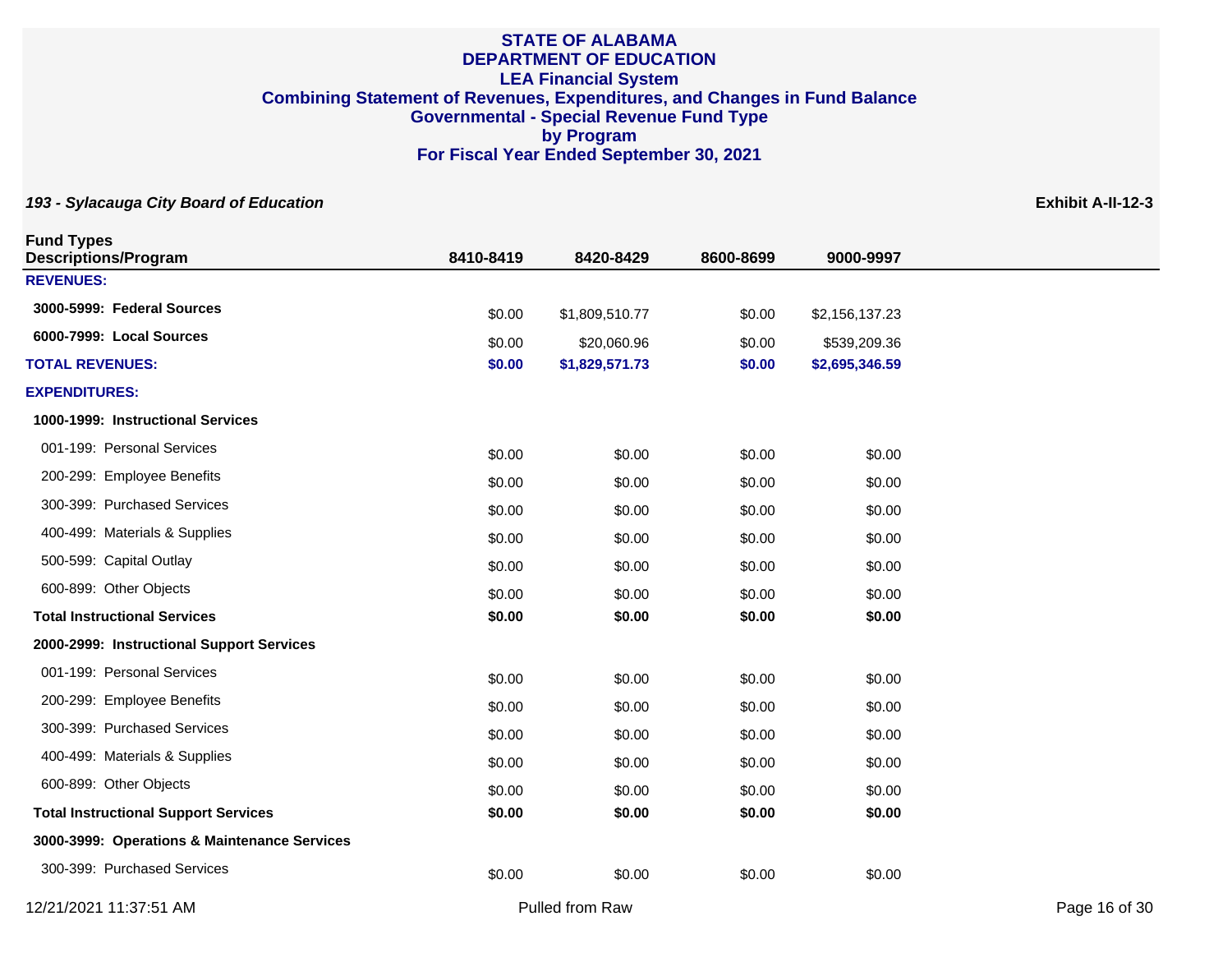# STATE OF ALABAMA
# DEPARTMENT OF EDUCATION
## LEA Financial System
## Combining Statement of Revenues, Expenditures, and Changes in Fund Balance
## Governmental - Special Revenue Fund Type
## by Program
## For Fiscal Year Ended September 30, 2021

***193 - Sylacauga City Board of Education*** **Exhibit A-II-12-3**

| Fund Types Descriptions/Program | 8410-8419 | 8420-8429 | 8600-8699 | 9000-9997 |
|---|---|---|---|---|
| **REVENUES:** | | | | |
| **3000-5999: Federal Sources** | $0.00 | $1,809,510.77 | $0.00 | $2,156,137.23 |
| **6000-7999: Local Sources** | $0.00 | $20,060.96 | $0.00 | $539,209.36 |
| **TOTAL REVENUES:** | **$0.00** | **$1,829,571.73** | **$0.00** | **$2,695,346.59** |
| **EXPENDITURES:** | | | | |
| **1000-1999: Instructional Services** | | | | |
| 001-199: Personal Services | $0.00 | $0.00 | $0.00 | $0.00 |
| 200-299: Employee Benefits | $0.00 | $0.00 | $0.00 | $0.00 |
| 300-399: Purchased Services | $0.00 | $0.00 | $0.00 | $0.00 |
| 400-499: Materials & Supplies | $0.00 | $0.00 | $0.00 | $0.00 |
| 500-599: Capital Outlay | $0.00 | $0.00 | $0.00 | $0.00 |
| 600-899: Other Objects | $0.00 | $0.00 | $0.00 | $0.00 |
| **Total Instructional Services** | **$0.00** | **$0.00** | **$0.00** | **$0.00** |
| **2000-2999: Instructional Support Services** | | | | |
| 001-199: Personal Services | $0.00 | $0.00 | $0.00 | $0.00 |
| 200-299: Employee Benefits | $0.00 | $0.00 | $0.00 | $0.00 |
| 300-399: Purchased Services | $0.00 | $0.00 | $0.00 | $0.00 |
| 400-499: Materials & Supplies | $0.00 | $0.00 | $0.00 | $0.00 |
| 600-899: Other Objects | $0.00 | $0.00 | $0.00 | $0.00 |
| **Total Instructional Support Services** | **$0.00** | **$0.00** | **$0.00** | **$0.00** |
| **3000-3999: Operations & Maintenance Services** | | | | |
| 300-399: Purchased Services | $0.00 | $0.00 | $0.00 | $0.00 |

12/21/2021 11:37:51 AM Pulled from Raw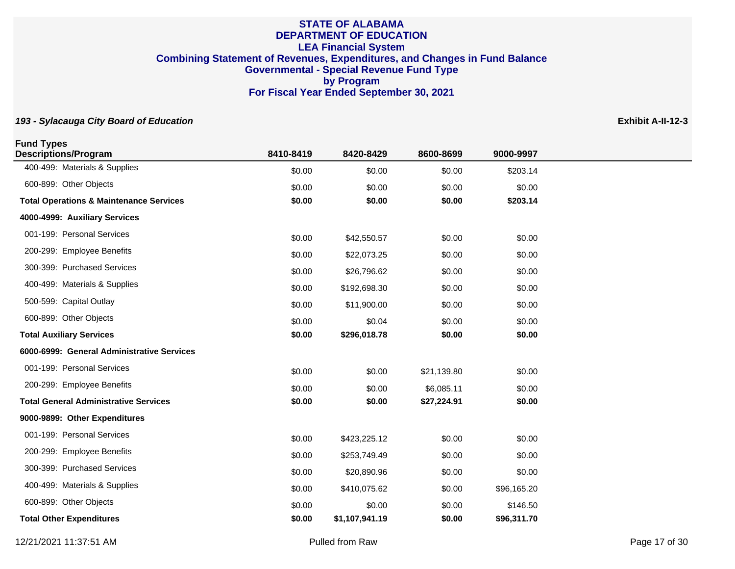# STATE OF ALABAMA
## DEPARTMENT OF EDUCATION
## LEA Financial System
## Combining Statement of Revenues, Expenditures, and Changes in Fund Balance
## Governmental - Special Revenue Fund Type
## by Program
## For Fiscal Year Ended September 30, 2021

***193 - Sylacauga City Board of Education*** **Exhibit A-II-12-3**

| Fund Types Descriptions/Program | 8410-8419 | 8420-8429 | 8600-8699 | 9000-9997 |
|---|---|---|---|---|
| 400-499: Materials & Supplies | $0.00 | $0.00 | $0.00 | $203.14 |
| 600-899: Other Objects | $0.00 | $0.00 | $0.00 | $0.00 |
| **Total Operations & Maintenance Services** | **$0.00** | **$0.00** | **$0.00** | **$203.14** |
| **4000-4999: Auxiliary Services** | | | | |
| 001-199: Personal Services | $0.00 | $42,550.57 | $0.00 | $0.00 |
| 200-299: Employee Benefits | $0.00 | $22,073.25 | $0.00 | $0.00 |
| 300-399: Purchased Services | $0.00 | $26,796.62 | $0.00 | $0.00 |
| 400-499: Materials & Supplies | $0.00 | $192,698.30 | $0.00 | $0.00 |
| 500-599: Capital Outlay | $0.00 | $11,900.00 | $0.00 | $0.00 |
| 600-899: Other Objects | $0.00 | $0.04 | $0.00 | $0.00 |
| **Total Auxiliary Services** | **$0.00** | **$296,018.78** | **$0.00** | **$0.00** |
| **6000-6999: General Administrative Services** | | | | |
| 001-199: Personal Services | $0.00 | $0.00 | $21,139.80 | $0.00 |
| 200-299: Employee Benefits | $0.00 | $0.00 | $6,085.11 | $0.00 |
| **Total General Administrative Services** | **$0.00** | **$0.00** | **$27,224.91** | **$0.00** |
| **9000-9899: Other Expenditures** | | | | |
| 001-199: Personal Services | $0.00 | $423,225.12 | $0.00 | $0.00 |
| 200-299: Employee Benefits | $0.00 | $253,749.49 | $0.00 | $0.00 |
| 300-399: Purchased Services | $0.00 | $20,890.96 | $0.00 | $0.00 |
| 400-499: Materials & Supplies | $0.00 | $410,075.62 | $0.00 | $96,165.20 |
| 600-899: Other Objects | $0.00 | $0.00 | $0.00 | $146.50 |
| **Total Other Expenditures** | **$0.00** | **$1,107,941.19** | **$0.00** | **$96,311.70** |

12/21/2021 11:37:51 AM Pulled from Raw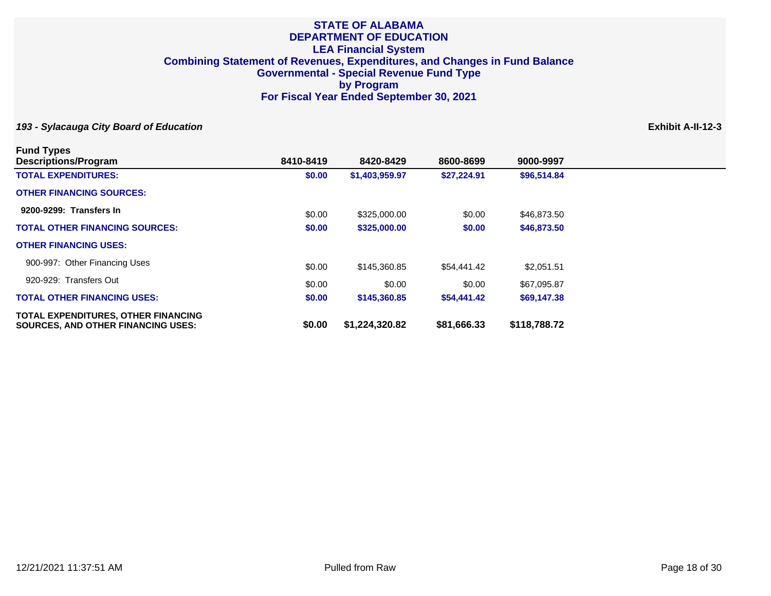# STATE OF ALABAMA
# DEPARTMENT OF EDUCATION
## LEA Financial System
## Combining Statement of Revenues, Expenditures, and Changes in Fund Balance
## Governmental - Special Revenue Fund Type
## by Program
## For Fiscal Year Ended September 30, 2021

***193 - Sylacauga City Board of Education*** **Exhibit A-II-12-3**

| Fund Types Descriptions/Program | 8410-8419 | 8420-8429 | 8600-8699 | 9000-9997 |
|---|---|---|---|---|
| **TOTAL EXPENDITURES:** | **$0.00** | **$1,403,959.97** | **$27,224.91** | **$96,514.84** |
| **OTHER FINANCING SOURCES:** | | | | |
| **9200-9299: Transfers In** | $0.00 | $325,000.00 | $0.00 | $46,873.50 |
| **TOTAL OTHER FINANCING SOURCES:** | **$0.00** | **$325,000.00** | **$0.00** | **$46,873.50** |
| **OTHER FINANCING USES:** | | | | |
| 900-997: Other Financing Uses | $0.00 | $145,360.85 | $54,441.42 | $2,051.51 |
| 920-929: Transfers Out | $0.00 | $0.00 | $0.00 | $67,095.87 |
| **TOTAL OTHER FINANCING USES:** | **$0.00** | **$145,360.85** | **$54,441.42** | **$69,147.38** |
| **TOTAL EXPENDITURES, OTHER FINANCING SOURCES, AND OTHER FINANCING USES:** | **$0.00** | **$1,224,320.82** | **$81,666.33** | **$118,788.72** |

12/21/2021 11:37:51 AM Pulled from Raw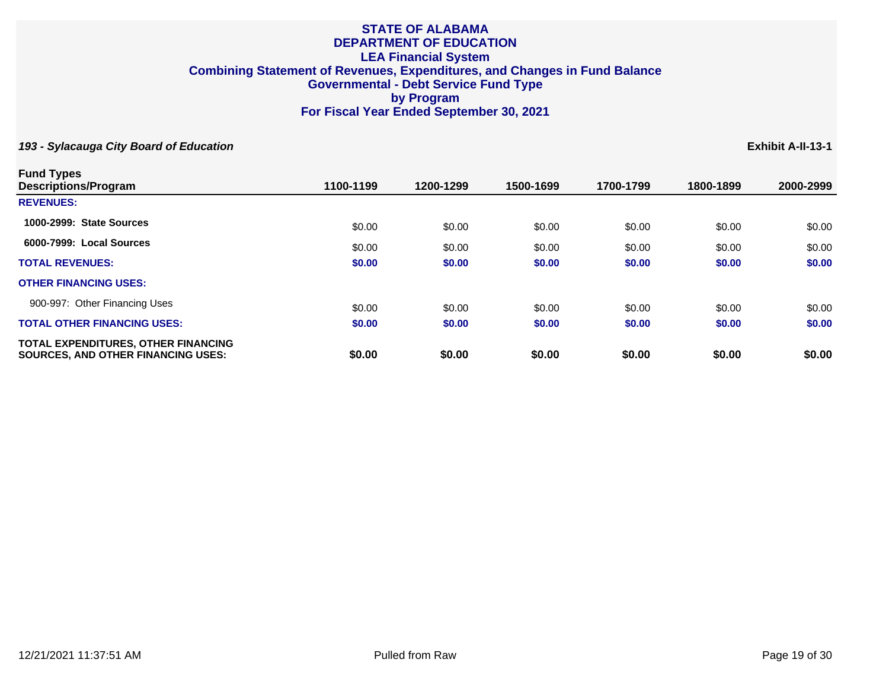# STATE OF ALABAMA
# DEPARTMENT OF EDUCATION
## LEA Financial System
## Combining Statement of Revenues, Expenditures, and Changes in Fund Balance
## Governmental - Debt Service Fund Type
## by Program
## For Fiscal Year Ended September 30, 2021

***193 - Sylacauga City Board of Education*** **Exhibit A-II-13-1**

| Fund Types<br>Descriptions/Program | 1100-1199 | 1200-1299 | 1500-1699 | 1700-1799 | 1800-1899 | 2000-2999 |
|---|---|---|---|---|---|---|
| **REVENUES:** | | | | | | |
| **1000-2999: State Sources** | $0.00 | $0.00 | $0.00 | $0.00 | $0.00 | $0.00 |
| **6000-7999: Local Sources** | $0.00 | $0.00 | $0.00 | $0.00 | $0.00 | $0.00 |
| **TOTAL REVENUES:** | **$0.00** | **$0.00** | **$0.00** | **$0.00** | **$0.00** | **$0.00** |
| **OTHER FINANCING USES:** | | | | | | |
| 900-997: Other Financing Uses | $0.00 | $0.00 | $0.00 | $0.00 | $0.00 | $0.00 |
| **TOTAL OTHER FINANCING USES:** | **$0.00** | **$0.00** | **$0.00** | **$0.00** | **$0.00** | **$0.00** |
| **TOTAL EXPENDITURES, OTHER FINANCING SOURCES, AND OTHER FINANCING USES:** | **$0.00** | **$0.00** | **$0.00** | **$0.00** | **$0.00** | **$0.00** |

12/21/2021 11:37:51 AM Pulled from Raw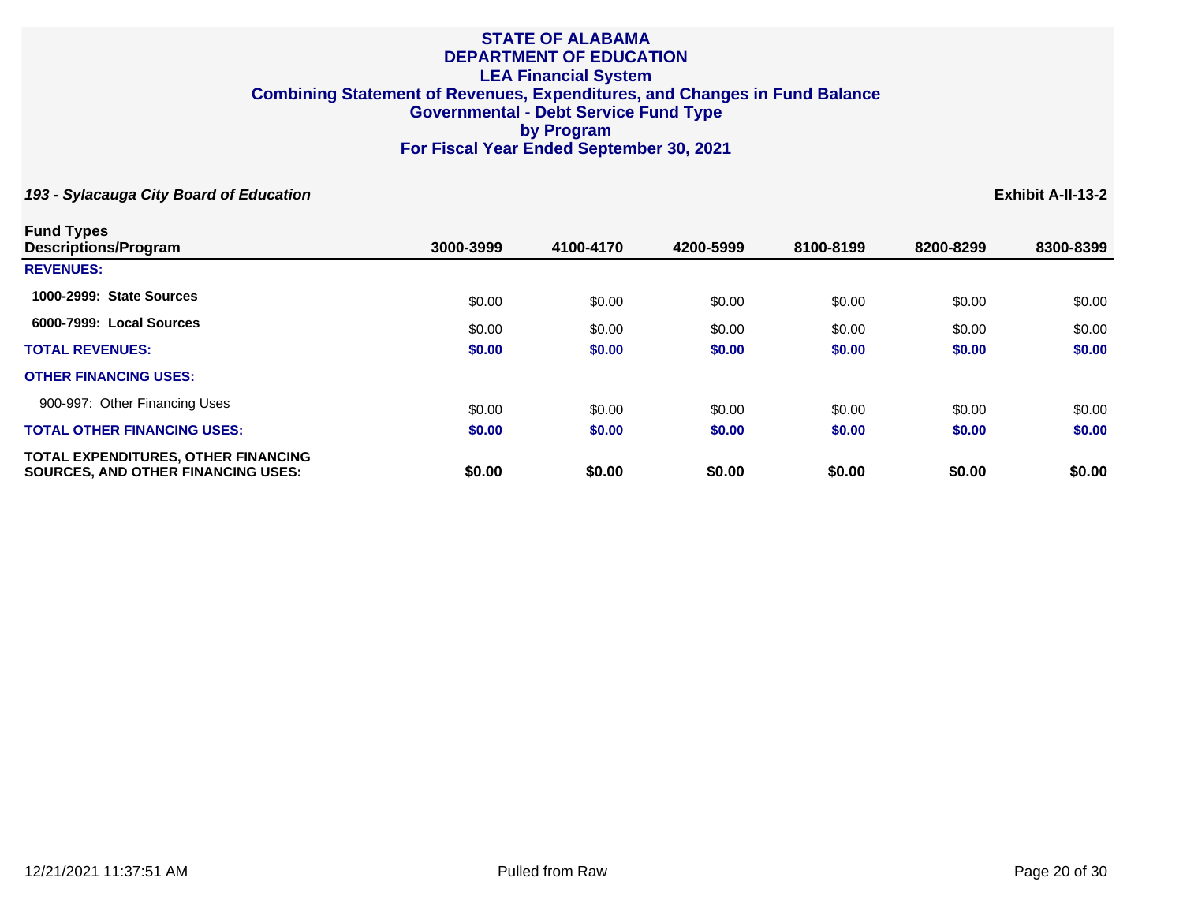# STATE OF ALABAMA
# DEPARTMENT OF EDUCATION
## LEA Financial System
## Combining Statement of Revenues, Expenditures, and Changes in Fund Balance
## Governmental - Debt Service Fund Type
## by Program
## For Fiscal Year Ended September 30, 2021

***193 - Sylacauga City Board of Education*** **Exhibit A-II-13-2**

| Fund Types Descriptions/Program | 3000-3999 | 4100-4170 | 4200-5999 | 8100-8199 | 8200-8299 | 8300-8399 |
|---|---|---|---|---|---|---|
| **REVENUES:** | | | | | | |
| **1000-2999: State Sources** | $0.00 | $0.00 | $0.00 | $0.00 | $0.00 | $0.00 |
| **6000-7999: Local Sources** | $0.00 | $0.00 | $0.00 | $0.00 | $0.00 | $0.00 |
| **TOTAL REVENUES:** | **$0.00** | **$0.00** | **$0.00** | **$0.00** | **$0.00** | **$0.00** |
| **OTHER FINANCING USES:** | | | | | | |
| 900-997: Other Financing Uses | $0.00 | $0.00 | $0.00 | $0.00 | $0.00 | $0.00 |
| **TOTAL OTHER FINANCING USES:** | **$0.00** | **$0.00** | **$0.00** | **$0.00** | **$0.00** | **$0.00** |
| **TOTAL EXPENDITURES, OTHER FINANCING SOURCES, AND OTHER FINANCING USES:** | **$0.00** | **$0.00** | **$0.00** | **$0.00** | **$0.00** | **$0.00** |

12/21/2021 11:37:51 AM Pulled from Raw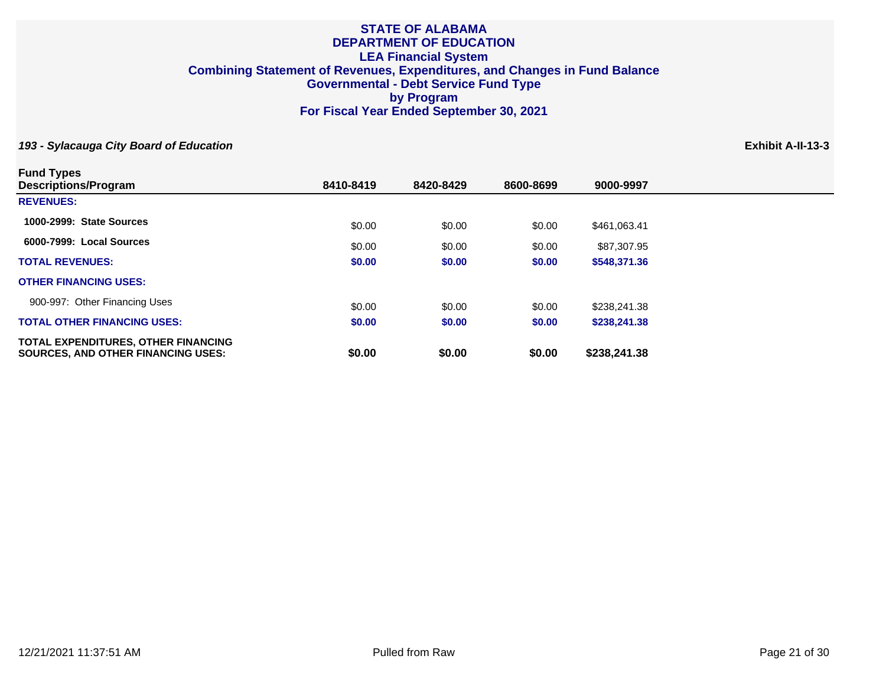# STATE OF ALABAMA
## DEPARTMENT OF EDUCATION
## LEA Financial System
## Combining Statement of Revenues, Expenditures, and Changes in Fund Balance
## Governmental - Debt Service Fund Type
## by Program
## For Fiscal Year Ended September 30, 2021

***193 - Sylacauga City Board of Education*** **Exhibit A-II-13-3**

| Fund Types Descriptions/Program | 8410-8419 | 8420-8429 | 8600-8699 | 9000-9997 |
|---|---|---|---|---|
| **REVENUES:** | | | | |
| **1000-2999: State Sources** | $0.00 | $0.00 | $0.00 | $461,063.41 |
| **6000-7999: Local Sources** | $0.00 | $0.00 | $0.00 | $87,307.95 |
| **TOTAL REVENUES:** | **$0.00** | **$0.00** | **$0.00** | **$548,371.36** |
| **OTHER FINANCING USES:** | | | | |
| 900-997: Other Financing Uses | $0.00 | $0.00 | $0.00 | $238,241.38 |
| **TOTAL OTHER FINANCING USES:** | **$0.00** | **$0.00** | **$0.00** | **$238,241.38** |
| **TOTAL EXPENDITURES, OTHER FINANCING SOURCES, AND OTHER FINANCING USES:** | **$0.00** | **$0.00** | **$0.00** | **$238,241.38** |

12/21/2021 11:37:51 AM Pulled from Raw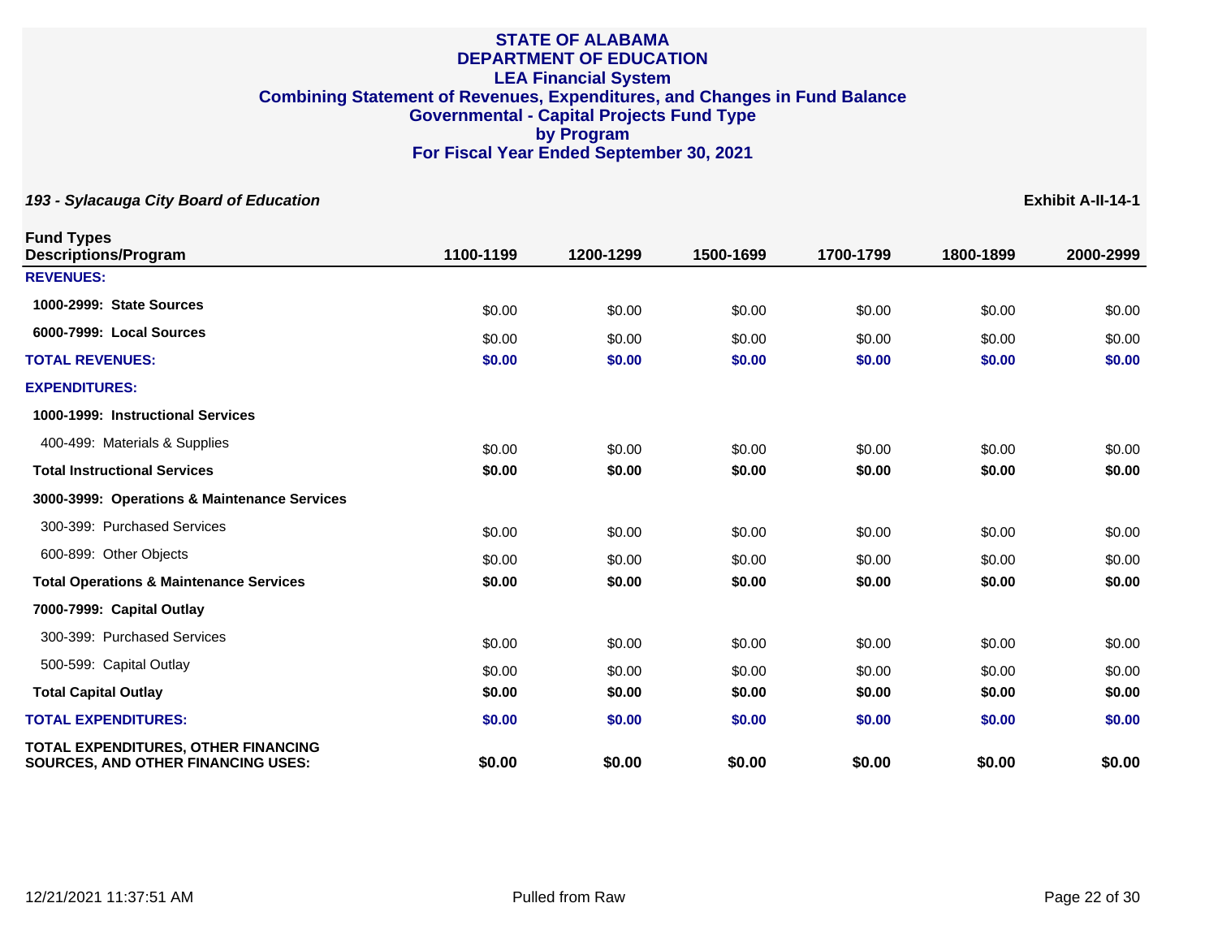# STATE OF ALABAMA
## DEPARTMENT OF EDUCATION
## LEA Financial System
## Combining Statement of Revenues, Expenditures, and Changes in Fund Balance
## Governmental - Capital Projects Fund Type
## by Program
## For Fiscal Year Ended September 30, 2021

***193 - Sylacauga City Board of Education*** **Exhibit A-II-14-1**

| Fund Types<br>Descriptions/Program | 1100-1199 | 1200-1299 | 1500-1699 | 1700-1799 | 1800-1899 | 2000-2999 |
|---|---|---|---|---|---|---|
| **REVENUES:** | | | | | | |
| **1000-2999: State Sources** | $0.00 | $0.00 | $0.00 | $0.00 | $0.00 | $0.00 |
| **6000-7999: Local Sources** | $0.00 | $0.00 | $0.00 | $0.00 | $0.00 | $0.00 |
| **TOTAL REVENUES:** | **$0.00** | **$0.00** | **$0.00** | **$0.00** | **$0.00** | **$0.00** |
| **EXPENDITURES:** | | | | | | |
| **1000-1999: Instructional Services** | | | | | | |
| 400-499: Materials & Supplies | $0.00 | $0.00 | $0.00 | $0.00 | $0.00 | $0.00 |
| **Total Instructional Services** | **$0.00** | **$0.00** | **$0.00** | **$0.00** | **$0.00** | **$0.00** |
| **3000-3999: Operations & Maintenance Services** | | | | | | |
| 300-399: Purchased Services | $0.00 | $0.00 | $0.00 | $0.00 | $0.00 | $0.00 |
| 600-899: Other Objects | $0.00 | $0.00 | $0.00 | $0.00 | $0.00 | $0.00 |
| **Total Operations & Maintenance Services** | **$0.00** | **$0.00** | **$0.00** | **$0.00** | **$0.00** | **$0.00** |
| **7000-7999: Capital Outlay** | | | | | | |
| 300-399: Purchased Services | $0.00 | $0.00 | $0.00 | $0.00 | $0.00 | $0.00 |
| 500-599: Capital Outlay | $0.00 | $0.00 | $0.00 | $0.00 | $0.00 | $0.00 |
| **Total Capital Outlay** | **$0.00** | **$0.00** | **$0.00** | **$0.00** | **$0.00** | **$0.00** |
| **TOTAL EXPENDITURES:** | **$0.00** | **$0.00** | **$0.00** | **$0.00** | **$0.00** | **$0.00** |
| **TOTAL EXPENDITURES, OTHER FINANCING SOURCES, AND OTHER FINANCING USES:** | **$0.00** | **$0.00** | **$0.00** | **$0.00** | **$0.00** | **$0.00** |

12/21/2021 11:37:51 AM Pulled from Raw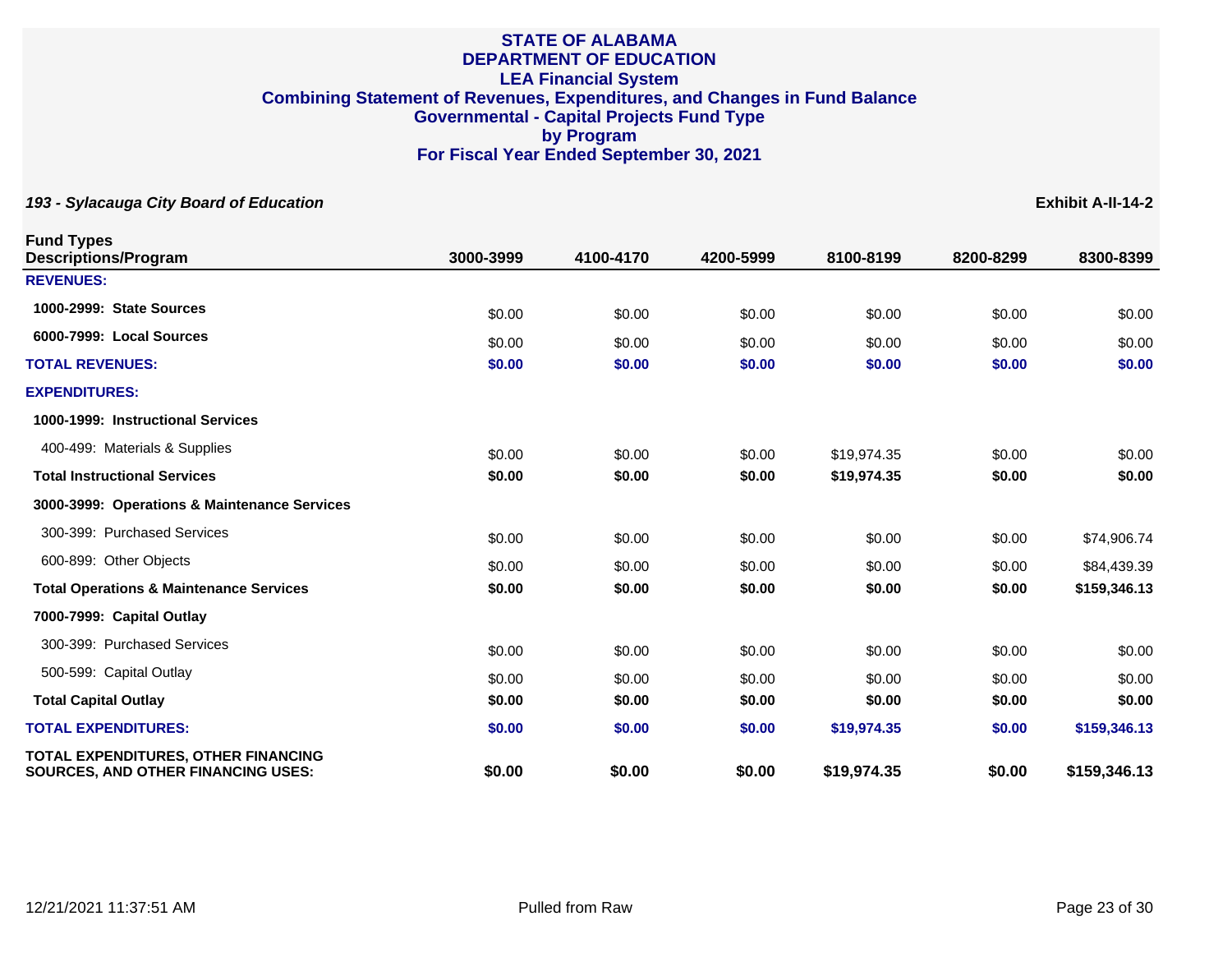# STATE OF ALABAMA
# DEPARTMENT OF EDUCATION
## LEA Financial System
## Combining Statement of Revenues, Expenditures, and Changes in Fund Balance
## Governmental - Capital Projects Fund Type
## by Program
## For Fiscal Year Ended September 30, 2021

***193 - Sylacauga City Board of Education*** **Exhibit A-II-14-2**

| Fund Types<br>Descriptions/Program | 3000-3999 | 4100-4170 | 4200-5999 | 8100-8199 | 8200-8299 | 8300-8399 |
|---|---|---|---|---|---|---|
| **REVENUES:** | | | | | | |
| **1000-2999: State Sources** | $0.00 | $0.00 | $0.00 | $0.00 | $0.00 | $0.00 |
| **6000-7999: Local Sources** | $0.00 | $0.00 | $0.00 | $0.00 | $0.00 | $0.00 |
| **TOTAL REVENUES:** | **$0.00** | **$0.00** | **$0.00** | **$0.00** | **$0.00** | **$0.00** |
| **EXPENDITURES:** | | | | | | |
| **1000-1999: Instructional Services** | | | | | | |
| 400-499: Materials & Supplies | $0.00 | $0.00 | $0.00 | $19,974.35 | $0.00 | $0.00 |
| **Total Instructional Services** | **$0.00** | **$0.00** | **$0.00** | **$19,974.35** | **$0.00** | **$0.00** |
| **3000-3999: Operations & Maintenance Services** | | | | | | |
| 300-399: Purchased Services | $0.00 | $0.00 | $0.00 | $0.00 | $0.00 | $74,906.74 |
| 600-899: Other Objects | $0.00 | $0.00 | $0.00 | $0.00 | $0.00 | $84,439.39 |
| **Total Operations & Maintenance Services** | **$0.00** | **$0.00** | **$0.00** | **$0.00** | **$0.00** | **$159,346.13** |
| **7000-7999: Capital Outlay** | | | | | | |
| 300-399: Purchased Services | $0.00 | $0.00 | $0.00 | $0.00 | $0.00 | $0.00 |
| 500-599: Capital Outlay | $0.00 | $0.00 | $0.00 | $0.00 | $0.00 | $0.00 |
| **Total Capital Outlay** | **$0.00** | **$0.00** | **$0.00** | **$0.00** | **$0.00** | **$0.00** |
| **TOTAL EXPENDITURES:** | **$0.00** | **$0.00** | **$0.00** | **$19,974.35** | **$0.00** | **$159,346.13** |
| **TOTAL EXPENDITURES, OTHER FINANCING SOURCES, AND OTHER FINANCING USES:** | **$0.00** | **$0.00** | **$0.00** | **$19,974.35** | **$0.00** | **$159,346.13** |

12/21/2021 11:37:51 AM    Pulled from Raw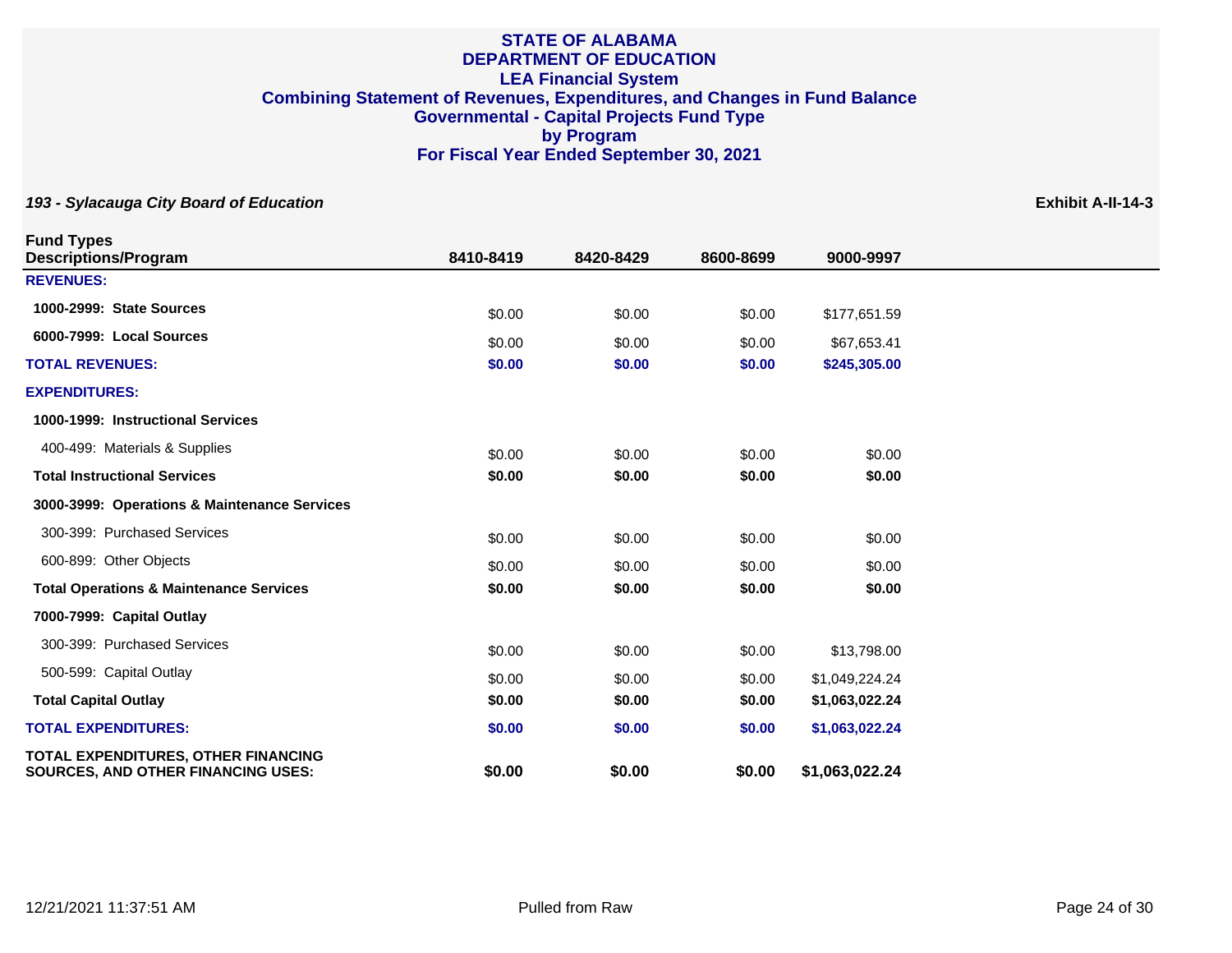# STATE OF ALABAMA
## DEPARTMENT OF EDUCATION
## LEA Financial System
## Combining Statement of Revenues, Expenditures, and Changes in Fund Balance
## Governmental - Capital Projects Fund Type
## by Program
## For Fiscal Year Ended September 30, 2021

***193 - Sylacauga City Board of Education*** **Exhibit A-II-14-3**

| Fund Types Descriptions/Program | 8410-8419 | 8420-8429 | 8600-8699 | 9000-9997 |
|---|---|---|---|---|
| **REVENUES:** | | | | |
| **1000-2999: State Sources** | $0.00 | $0.00 | $0.00 | $177,651.59 |
| **6000-7999: Local Sources** | $0.00 | $0.00 | $0.00 | $67,653.41 |
| **TOTAL REVENUES:** | **$0.00** | **$0.00** | **$0.00** | **$245,305.00** |
| **EXPENDITURES:** | | | | |
| **1000-1999: Instructional Services** | | | | |
| 400-499: Materials & Supplies | $0.00 | $0.00 | $0.00 | $0.00 |
| **Total Instructional Services** | **$0.00** | **$0.00** | **$0.00** | **$0.00** |
| **3000-3999: Operations & Maintenance Services** | | | | |
| 300-399: Purchased Services | $0.00 | $0.00 | $0.00 | $0.00 |
| 600-899: Other Objects | $0.00 | $0.00 | $0.00 | $0.00 |
| **Total Operations & Maintenance Services** | **$0.00** | **$0.00** | **$0.00** | **$0.00** |
| **7000-7999: Capital Outlay** | | | | |
| 300-399: Purchased Services | $0.00 | $0.00 | $0.00 | $13,798.00 |
| 500-599: Capital Outlay | $0.00 | $0.00 | $0.00 | $1,049,224.24 |
| **Total Capital Outlay** | **$0.00** | **$0.00** | **$0.00** | **$1,063,022.24** |
| **TOTAL EXPENDITURES:** | **$0.00** | **$0.00** | **$0.00** | **$1,063,022.24** |
| **TOTAL EXPENDITURES, OTHER FINANCING SOURCES, AND OTHER FINANCING USES:** | **$0.00** | **$0.00** | **$0.00** | **$1,063,022.24** |

12/21/2021 11:37:51 AM Pulled from Raw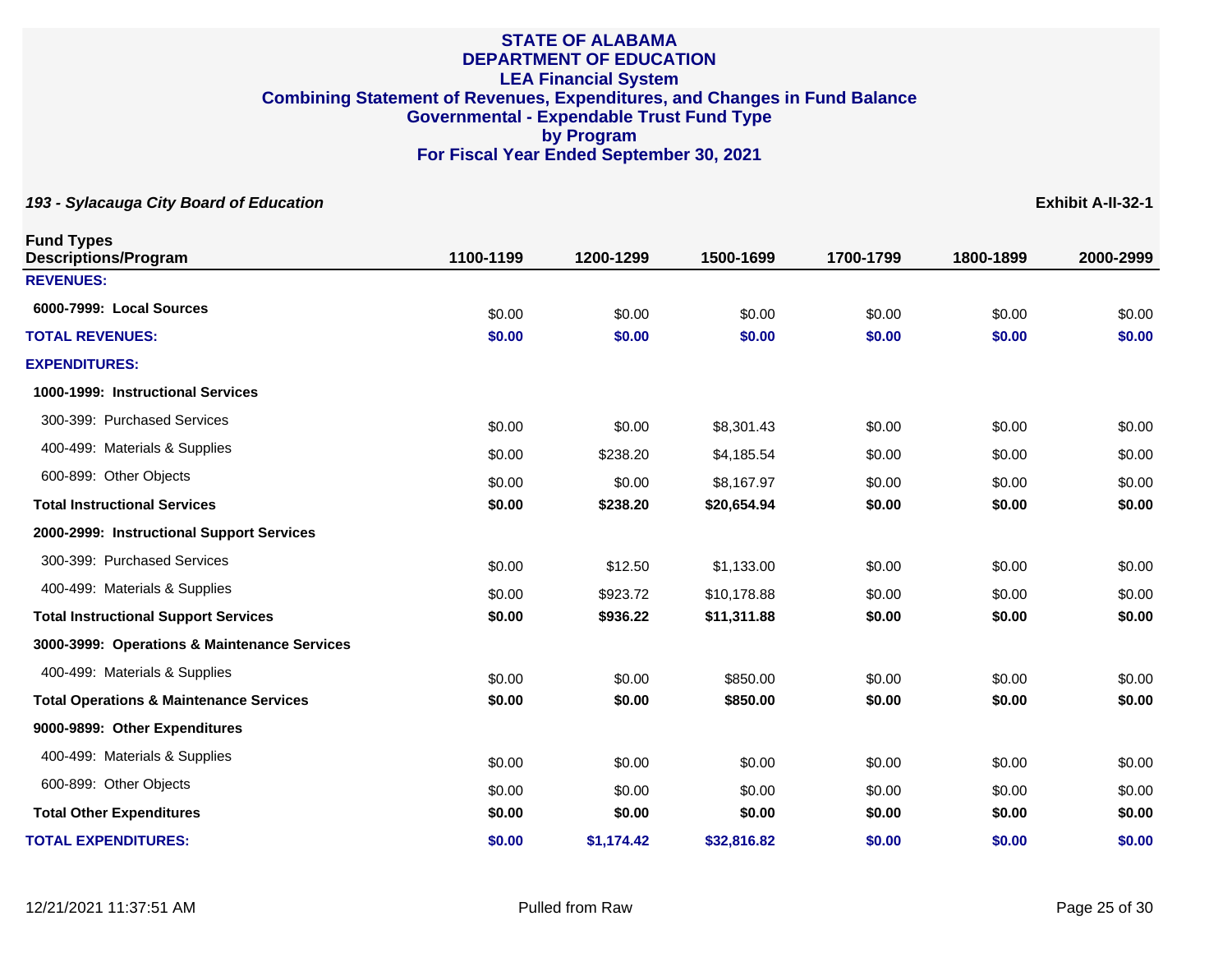# STATE OF ALABAMA
## DEPARTMENT OF EDUCATION
## LEA Financial System
## Combining Statement of Revenues, Expenditures, and Changes in Fund Balance
## Governmental - Expendable Trust Fund Type
## by Program
## For Fiscal Year Ended September 30, 2021

***193 - Sylacauga City Board of Education*** **Exhibit A-II-32-1**

| Fund Types Descriptions/Program | 1100-1199 | 1200-1299 | 1500-1699 | 1700-1799 | 1800-1899 | 2000-2999 |
|---|---|---|---|---|---|---|
| **REVENUES:** | | | | | | |
| **6000-7999: Local Sources** | $0.00 | $0.00 | $0.00 | $0.00 | $0.00 | $0.00 |
| **TOTAL REVENUES:** | **$0.00** | **$0.00** | **$0.00** | **$0.00** | **$0.00** | **$0.00** |
| **EXPENDITURES:** | | | | | | |
| **1000-1999: Instructional Services** | | | | | | |
| 300-399: Purchased Services | $0.00 | $0.00 | $8,301.43 | $0.00 | $0.00 | $0.00 |
| 400-499: Materials & Supplies | $0.00 | $238.20 | $4,185.54 | $0.00 | $0.00 | $0.00 |
| 600-899: Other Objects | $0.00 | $0.00 | $8,167.97 | $0.00 | $0.00 | $0.00 |
| **Total Instructional Services** | **$0.00** | **$238.20** | **$20,654.94** | **$0.00** | **$0.00** | **$0.00** |
| **2000-2999: Instructional Support Services** | | | | | | |
| 300-399: Purchased Services | $0.00 | $12.50 | $1,133.00 | $0.00 | $0.00 | $0.00 |
| 400-499: Materials & Supplies | $0.00 | $923.72 | $10,178.88 | $0.00 | $0.00 | $0.00 |
| **Total Instructional Support Services** | **$0.00** | **$936.22** | **$11,311.88** | **$0.00** | **$0.00** | **$0.00** |
| **3000-3999: Operations & Maintenance Services** | | | | | | |
| 400-499: Materials & Supplies | $0.00 | $0.00 | $850.00 | $0.00 | $0.00 | $0.00 |
| **Total Operations & Maintenance Services** | **$0.00** | **$0.00** | **$850.00** | **$0.00** | **$0.00** | **$0.00** |
| **9000-9899: Other Expenditures** | | | | | | |
| 400-499: Materials & Supplies | $0.00 | $0.00 | $0.00 | $0.00 | $0.00 | $0.00 |
| 600-899: Other Objects | $0.00 | $0.00 | $0.00 | $0.00 | $0.00 | $0.00 |
| **Total Other Expenditures** | **$0.00** | **$0.00** | **$0.00** | **$0.00** | **$0.00** | **$0.00** |
| **TOTAL EXPENDITURES:** | **$0.00** | **$1,174.42** | **$32,816.82** | **$0.00** | **$0.00** | **$0.00** |

12/21/2021 11:37:51 AM Pulled from Raw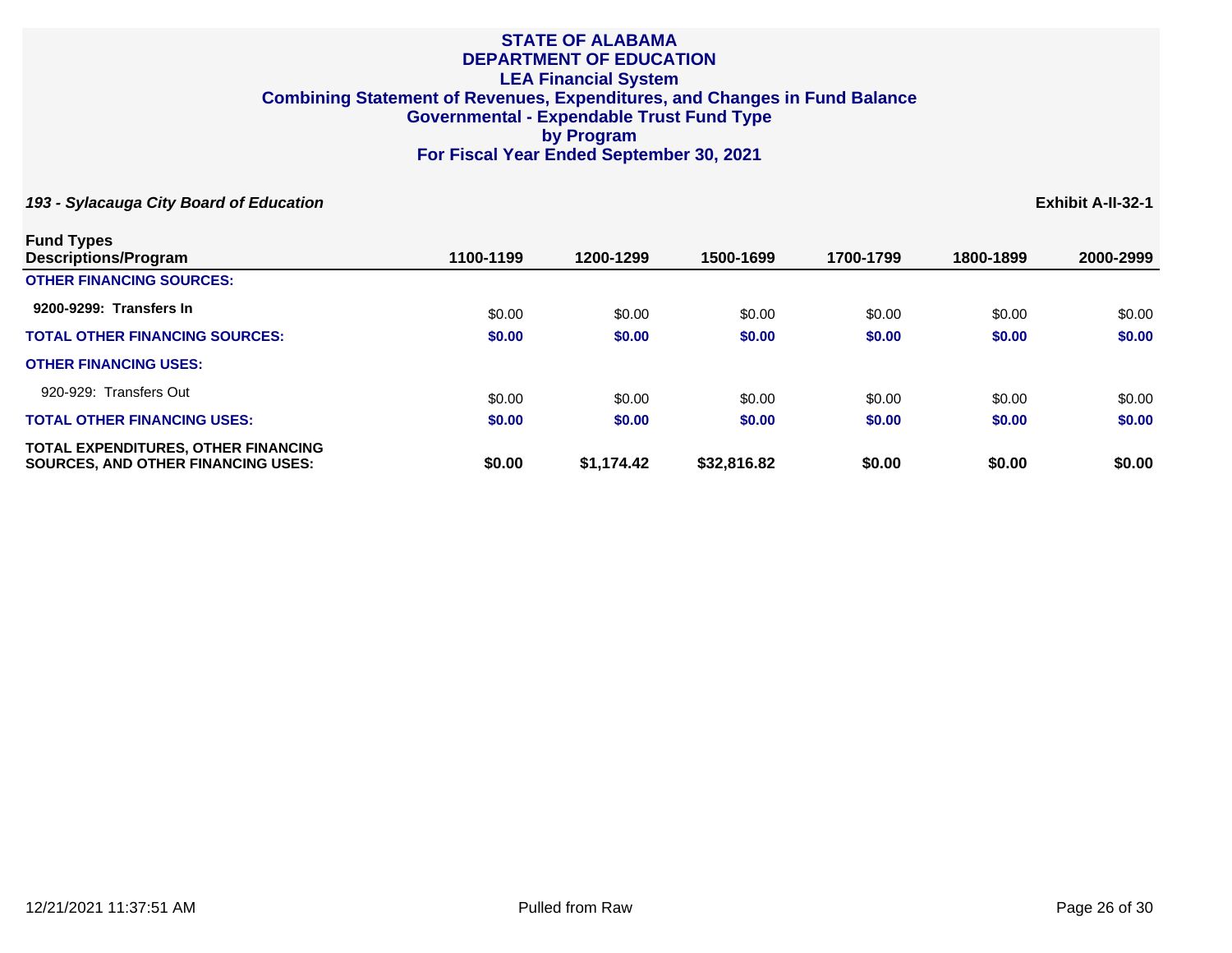# STATE OF ALABAMA
# DEPARTMENT OF EDUCATION
## LEA Financial System
## Combining Statement of Revenues, Expenditures, and Changes in Fund Balance
## Governmental - Expendable Trust Fund Type
## by Program
## For Fiscal Year Ended September 30, 2021

***193 - Sylacauga City Board of Education*** **Exhibit A-II-32-1**

| Fund Types Descriptions/Program | 1100-1199 | 1200-1299 | 1500-1699 | 1700-1799 | 1800-1899 | 2000-2999 |
|---|---|---|---|---|---|---|
| **OTHER FINANCING SOURCES:** | | | | | | |
| **9200-9299: Transfers In** | $0.00 | $0.00 | $0.00 | $0.00 | $0.00 | $0.00 |
| **TOTAL OTHER FINANCING SOURCES:** | **$0.00** | **$0.00** | **$0.00** | **$0.00** | **$0.00** | **$0.00** |
| **OTHER FINANCING USES:** | | | | | | |
| 920-929: Transfers Out | $0.00 | $0.00 | $0.00 | $0.00 | $0.00 | $0.00 |
| **TOTAL OTHER FINANCING USES:** | **$0.00** | **$0.00** | **$0.00** | **$0.00** | **$0.00** | **$0.00** |
| **TOTAL EXPENDITURES, OTHER FINANCING SOURCES, AND OTHER FINANCING USES:** | **$0.00** | **$1,174.42** | **$32,816.82** | **$0.00** | **$0.00** | **$0.00** |

12/21/2021 11:37:51 AM Pulled from Raw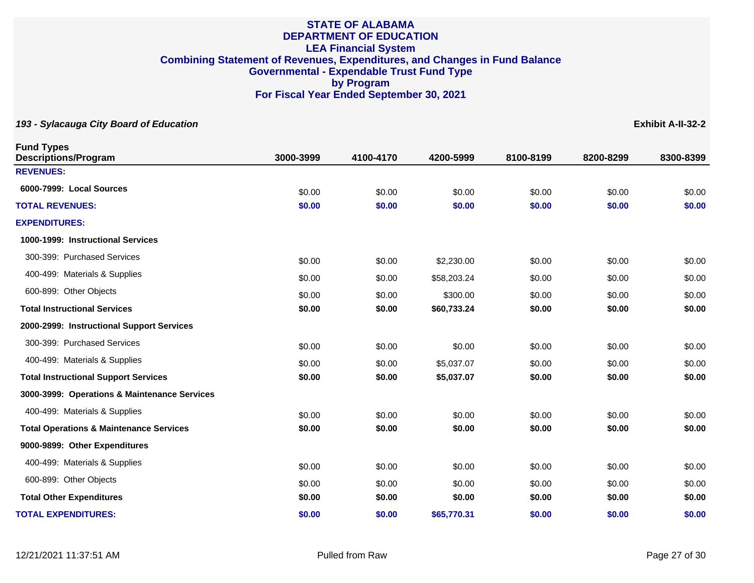# STATE OF ALABAMA
# DEPARTMENT OF EDUCATION
## LEA Financial System
## Combining Statement of Revenues, Expenditures, and Changes in Fund Balance
## Governmental - Expendable Trust Fund Type
## by Program
## For Fiscal Year Ended September 30, 2021

***193 - Sylacauga City Board of Education***

**Exhibit A-II-32-2**

| Fund Types<br>Descriptions/Program | 3000-3999 | 4100-4170 | 4200-5999 | 8100-8199 | 8200-8299 | 8300-8399 |
|---|---|---|---|---|---|---|
| **REVENUES:** | | | | | | |
| **6000-7999: Local Sources** | $0.00 | $0.00 | $0.00 | $0.00 | $0.00 | $0.00 |
| **TOTAL REVENUES:** | **$0.00** | **$0.00** | **$0.00** | **$0.00** | **$0.00** | **$0.00** |
| **EXPENDITURES:** | | | | | | |
| **1000-1999: Instructional Services** | | | | | | |
| 300-399: Purchased Services | $0.00 | $0.00 | $2,230.00 | $0.00 | $0.00 | $0.00 |
| 400-499: Materials & Supplies | $0.00 | $0.00 | $58,203.24 | $0.00 | $0.00 | $0.00 |
| 600-899: Other Objects | $0.00 | $0.00 | $300.00 | $0.00 | $0.00 | $0.00 |
| **Total Instructional Services** | **$0.00** | **$0.00** | **$60,733.24** | **$0.00** | **$0.00** | **$0.00** |
| **2000-2999: Instructional Support Services** | | | | | | |
| 300-399: Purchased Services | $0.00 | $0.00 | $0.00 | $0.00 | $0.00 | $0.00 |
| 400-499: Materials & Supplies | $0.00 | $0.00 | $5,037.07 | $0.00 | $0.00 | $0.00 |
| **Total Instructional Support Services** | **$0.00** | **$0.00** | **$5,037.07** | **$0.00** | **$0.00** | **$0.00** |
| **3000-3999: Operations & Maintenance Services** | | | | | | |
| 400-499: Materials & Supplies | $0.00 | $0.00 | $0.00 | $0.00 | $0.00 | $0.00 |
| **Total Operations & Maintenance Services** | **$0.00** | **$0.00** | **$0.00** | **$0.00** | **$0.00** | **$0.00** |
| **9000-9899: Other Expenditures** | | | | | | |
| 400-499: Materials & Supplies | $0.00 | $0.00 | $0.00 | $0.00 | $0.00 | $0.00 |
| 600-899: Other Objects | $0.00 | $0.00 | $0.00 | $0.00 | $0.00 | $0.00 |
| **Total Other Expenditures** | **$0.00** | **$0.00** | **$0.00** | **$0.00** | **$0.00** | **$0.00** |
| **TOTAL EXPENDITURES:** | **$0.00** | **$0.00** | **$65,770.31** | **$0.00** | **$0.00** | **$0.00** |

12/21/2021 11:37:51 AM    Pulled from Raw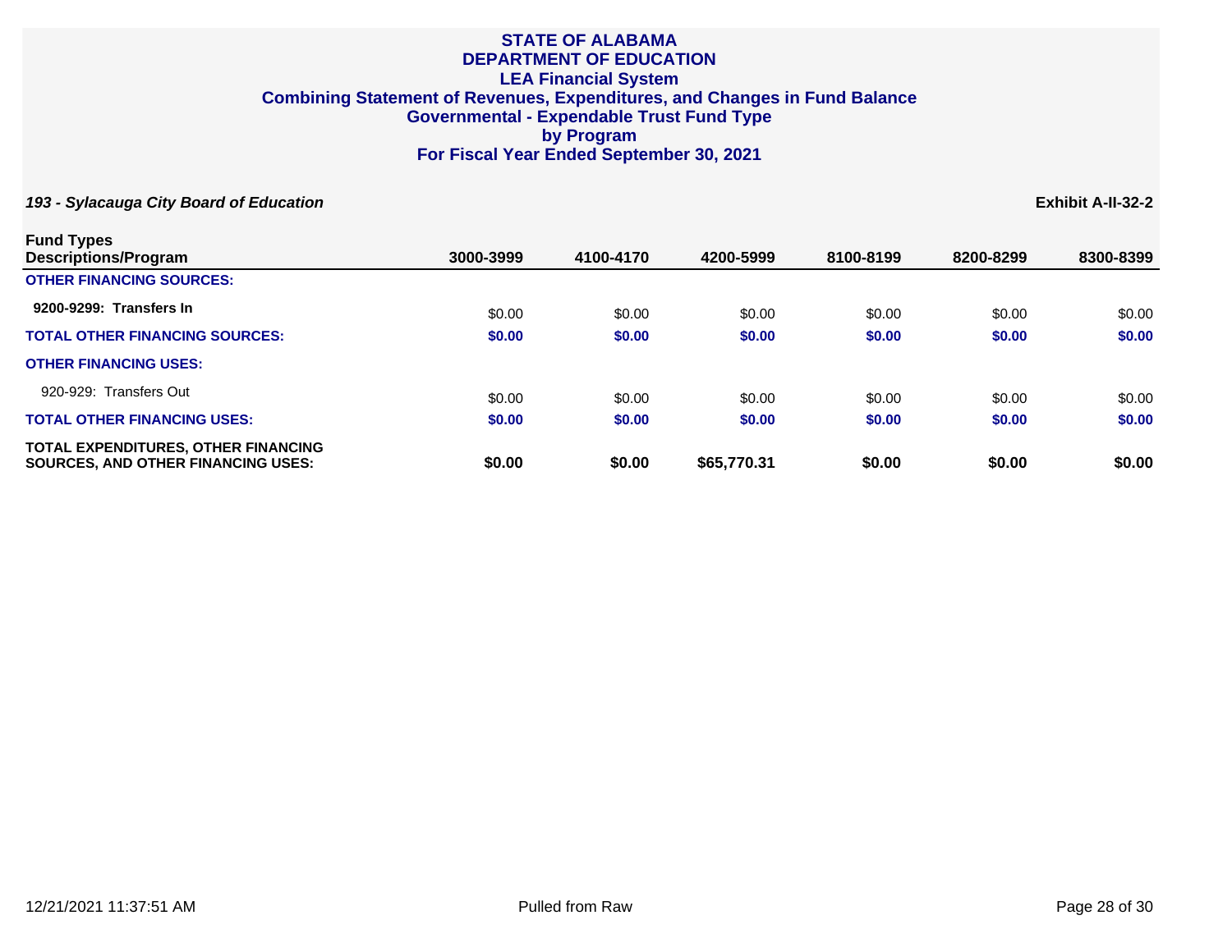# STATE OF ALABAMA
# DEPARTMENT OF EDUCATION
## LEA Financial System
## Combining Statement of Revenues, Expenditures, and Changes in Fund Balance
## Governmental - Expendable Trust Fund Type
## by Program
## For Fiscal Year Ended September 30, 2021

***193 - Sylacauga City Board of Education*** **Exhibit A-II-32-2**

| Fund Types<br>Descriptions/Program | 3000-3999 | 4100-4170 | 4200-5999 | 8100-8199 | 8200-8299 | 8300-8399 |
|---|---|---|---|---|---|---|
| **OTHER FINANCING SOURCES:** | | | | | | |
| **9200-9299: Transfers In** | $0.00 | $0.00 | $0.00 | $0.00 | $0.00 | $0.00 |
| **TOTAL OTHER FINANCING SOURCES:** | **$0.00** | **$0.00** | **$0.00** | **$0.00** | **$0.00** | **$0.00** |
| **OTHER FINANCING USES:** | | | | | | |
| 920-929: Transfers Out | $0.00 | $0.00 | $0.00 | $0.00 | $0.00 | $0.00 |
| **TOTAL OTHER FINANCING USES:** | **$0.00** | **$0.00** | **$0.00** | **$0.00** | **$0.00** | **$0.00** |
| **TOTAL EXPENDITURES, OTHER FINANCING SOURCES, AND OTHER FINANCING USES:** | **$0.00** | **$0.00** | **$65,770.31** | **$0.00** | **$0.00** | **$0.00** |

12/21/2021 11:37:51 AM Pulled from Raw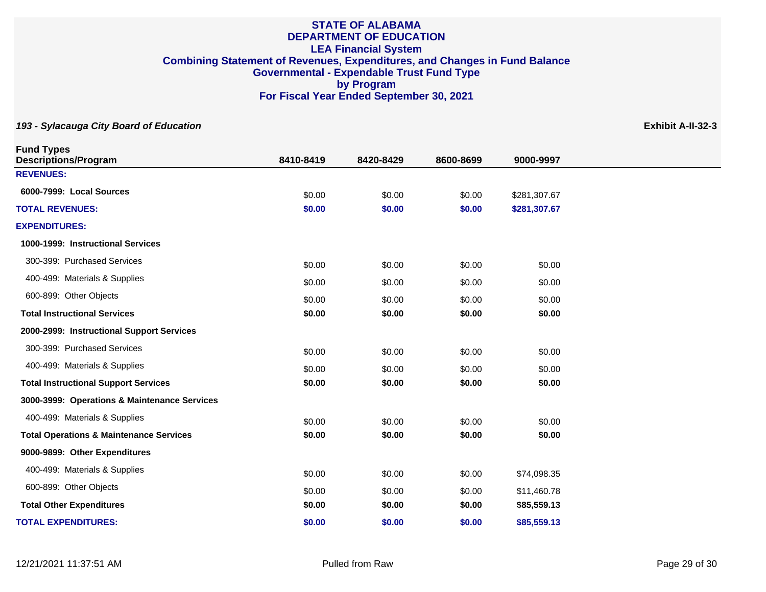# STATE OF ALABAMA
# DEPARTMENT OF EDUCATION
## LEA Financial System
## Combining Statement of Revenues, Expenditures, and Changes in Fund Balance
## Governmental - Expendable Trust Fund Type
## by Program
## For Fiscal Year Ended September 30, 2021

***193 - Sylacauga City Board of Education*** **Exhibit A-II-32-3**

| Fund Types<br>Descriptions/Program | 8410-8419 | 8420-8429 | 8600-8699 | 9000-9997 |
|---|---|---|---|---|
| **REVENUES:** | | | | |
| **6000-7999: Local Sources** | $0.00 | $0.00 | $0.00 | $281,307.67 |
| **TOTAL REVENUES:** | **$0.00** | **$0.00** | **$0.00** | **$281,307.67** |
| **EXPENDITURES:** | | | | |
| **1000-1999: Instructional Services** | | | | |
| 300-399: Purchased Services | $0.00 | $0.00 | $0.00 | $0.00 |
| 400-499: Materials & Supplies | $0.00 | $0.00 | $0.00 | $0.00 |
| 600-899: Other Objects | $0.00 | $0.00 | $0.00 | $0.00 |
| **Total Instructional Services** | **$0.00** | **$0.00** | **$0.00** | **$0.00** |
| **2000-2999: Instructional Support Services** | | | | |
| 300-399: Purchased Services | $0.00 | $0.00 | $0.00 | $0.00 |
| 400-499: Materials & Supplies | $0.00 | $0.00 | $0.00 | $0.00 |
| **Total Instructional Support Services** | **$0.00** | **$0.00** | **$0.00** | **$0.00** |
| **3000-3999: Operations & Maintenance Services** | | | | |
| 400-499: Materials & Supplies | $0.00 | $0.00 | $0.00 | $0.00 |
| **Total Operations & Maintenance Services** | **$0.00** | **$0.00** | **$0.00** | **$0.00** |
| **9000-9899: Other Expenditures** | | | | |
| 400-499: Materials & Supplies | $0.00 | $0.00 | $0.00 | $74,098.35 |
| 600-899: Other Objects | $0.00 | $0.00 | $0.00 | $11,460.78 |
| **Total Other Expenditures** | **$0.00** | **$0.00** | **$0.00** | **$85,559.13** |
| **TOTAL EXPENDITURES:** | **$0.00** | **$0.00** | **$0.00** | **$85,559.13** |

12/21/2021 11:37:51 AM Pulled from Raw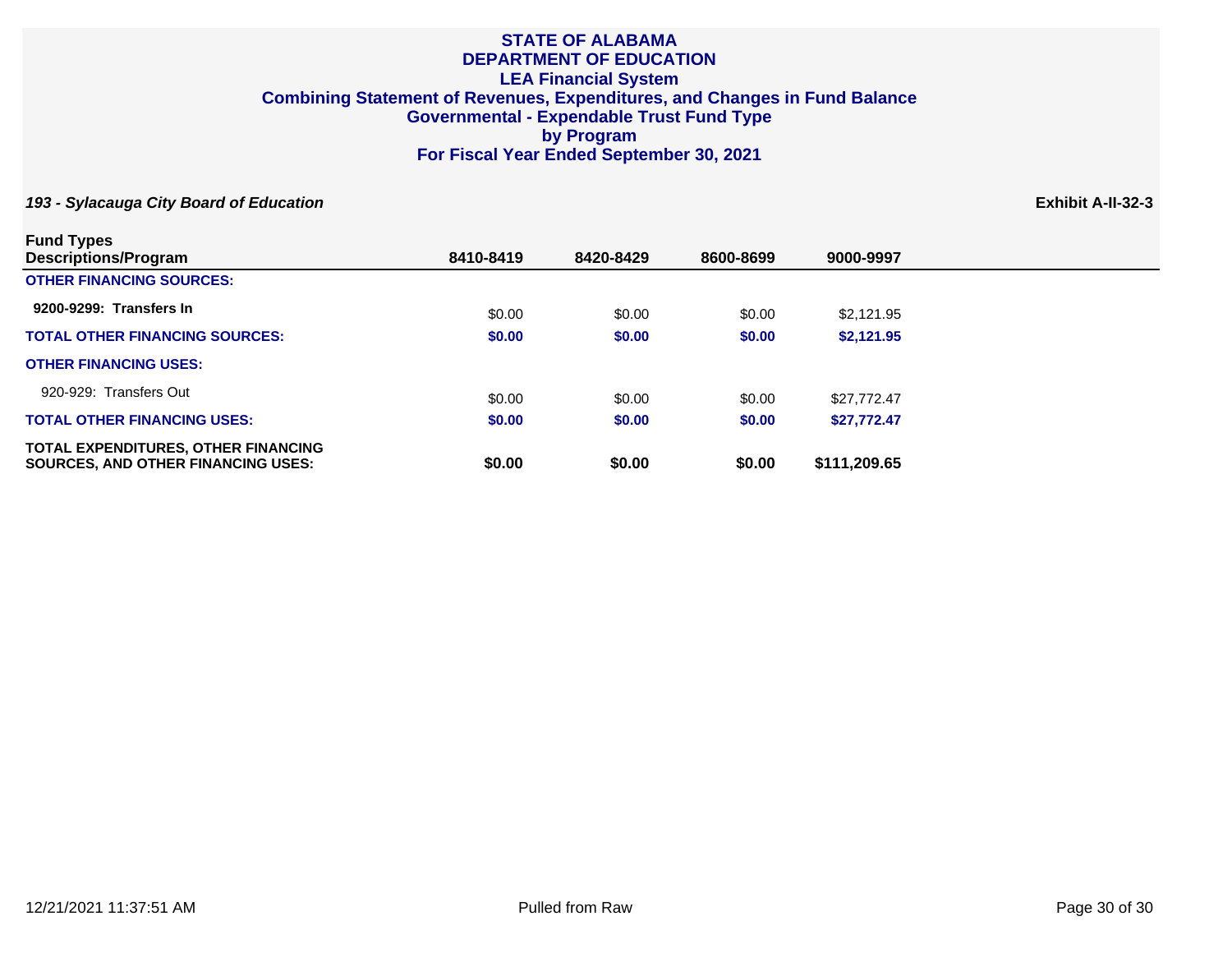**STATE OF ALABAMA**
**DEPARTMENT OF EDUCATION**
**LEA Financial System**
**Combining Statement of Revenues, Expenditures, and Changes in Fund Balance**
**Governmental - Expendable Trust Fund Type**
**by Program**
**For Fiscal Year Ended September 30, 2021**

***193 - Sylacauga City Board of Education*** **Exhibit A-II-32-3**

| Fund Types Descriptions/Program | 8410-8419 | 8420-8429 | 8600-8699 | 9000-9997 |
|---|---|---|---|---|
| **OTHER FINANCING SOURCES:** | | | | |
| **9200-9299: Transfers In** | $0.00 | $0.00 | $0.00 | $2,121.95 |
| **TOTAL OTHER FINANCING SOURCES:** | **$0.00** | **$0.00** | **$0.00** | **$2,121.95** |
| **OTHER FINANCING USES:** | | | | |
| 920-929: Transfers Out | $0.00 | $0.00 | $0.00 | $27,772.47 |
| **TOTAL OTHER FINANCING USES:** | **$0.00** | **$0.00** | **$0.00** | **$27,772.47** |
| **TOTAL EXPENDITURES, OTHER FINANCING SOURCES, AND OTHER FINANCING USES:** | **$0.00** | **$0.00** | **$0.00** | **$111,209.65** |

12/21/2021 11:37:51 AM Pulled from Raw